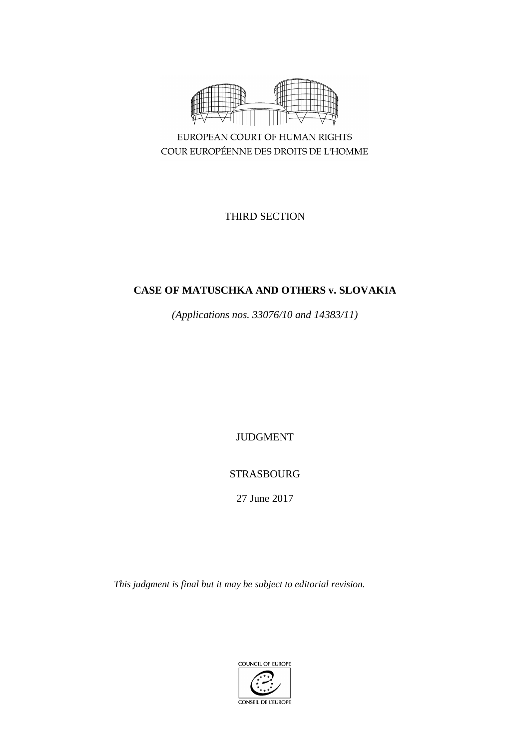EUROPEAN COURT OF HUMAN RIGHTS
COUR EUROPÉENNE DES DROITS DE L'HOMME

THIRD SECTION

# CASE OF MATUSCHKA AND OTHERS v. SLOVAKIA

*(Applications nos. 33076/10 and 14383/11)*

JUDGMENT

STRASBOURG

27 June 2017

*This judgment is final but it may be subject to editorial revision.*

COUNCIL OF EUROPE
CONSEIL DE L'EUROPE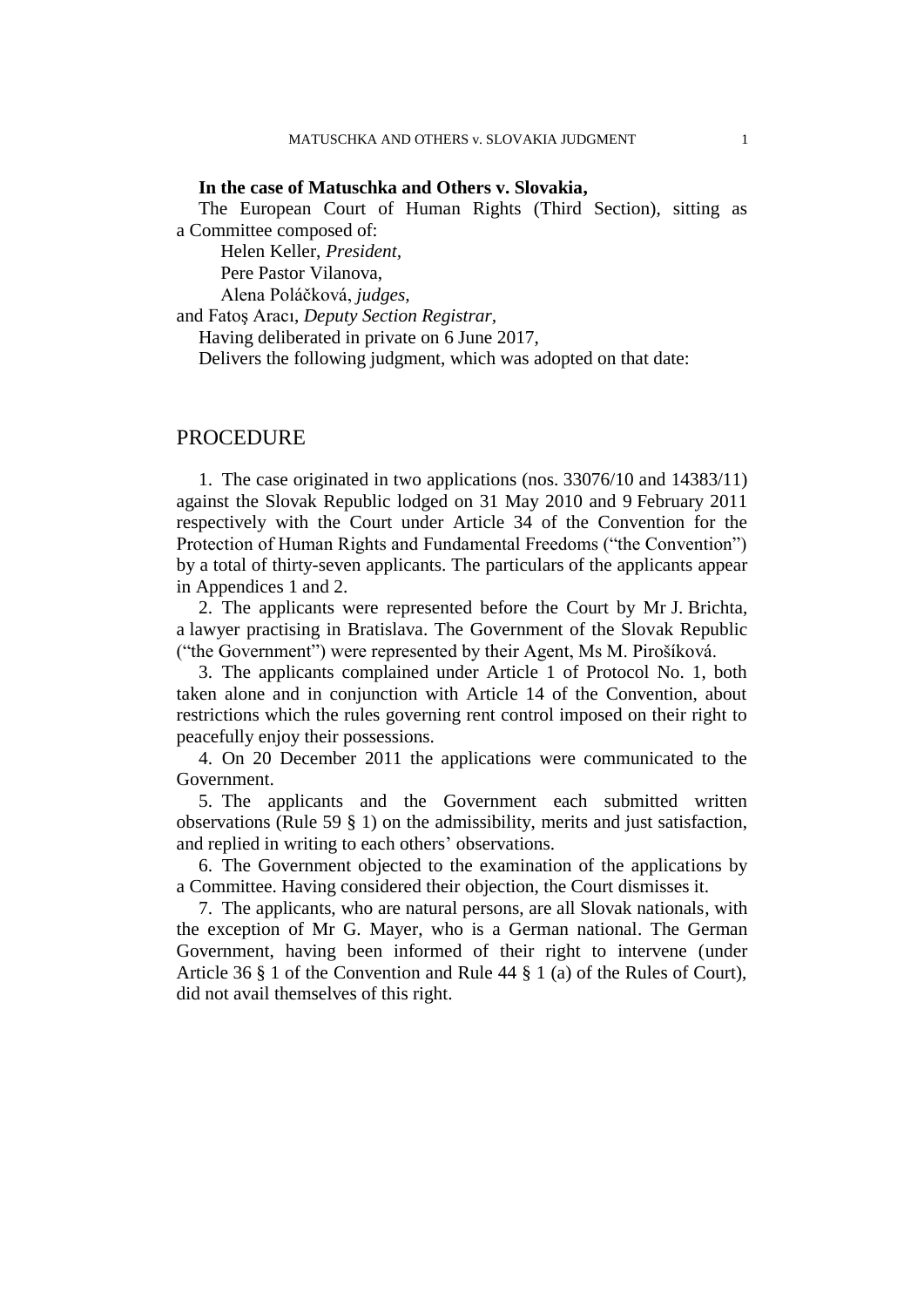**In the case of Matuschka and Others v. Slovakia,**

The European Court of Human Rights (Third Section), sitting as a Committee composed of:

Helen Keller, *President*,
Pere Pastor Vilanova,
Alena Poláčková, *judges*,
and Fatoş Aracı, *Deputy Section Registrar,*

Having deliberated in private on 6 June 2017,

Delivers the following judgment, which was adopted on that date:

## PROCEDURE

1. The case originated in two applications (nos. 33076/10 and 14383/11) against the Slovak Republic lodged on 31 May 2010 and 9 February 2011 respectively with the Court under Article 34 of the Convention for the Protection of Human Rights and Fundamental Freedoms ("the Convention") by a total of thirty-seven applicants. The particulars of the applicants appear in Appendices 1 and 2.

2. The applicants were represented before the Court by Mr J. Brichta, a lawyer practising in Bratislava. The Government of the Slovak Republic ("the Government") were represented by their Agent, Ms M. Pirošíková.

3. The applicants complained under Article 1 of Protocol No. 1, both taken alone and in conjunction with Article 14 of the Convention, about restrictions which the rules governing rent control imposed on their right to peacefully enjoy their possessions.

4. On 20 December 2011 the applications were communicated to the Government.

5. The applicants and the Government each submitted written observations (Rule 59 § 1) on the admissibility, merits and just satisfaction, and replied in writing to each others' observations.

6. The Government objected to the examination of the applications by a Committee. Having considered their objection, the Court dismisses it.

7. The applicants, who are natural persons, are all Slovak nationals, with the exception of Mr G. Mayer, who is a German national. The German Government, having been informed of their right to intervene (under Article 36 § 1 of the Convention and Rule 44 § 1 (a) of the Rules of Court), did not avail themselves of this right.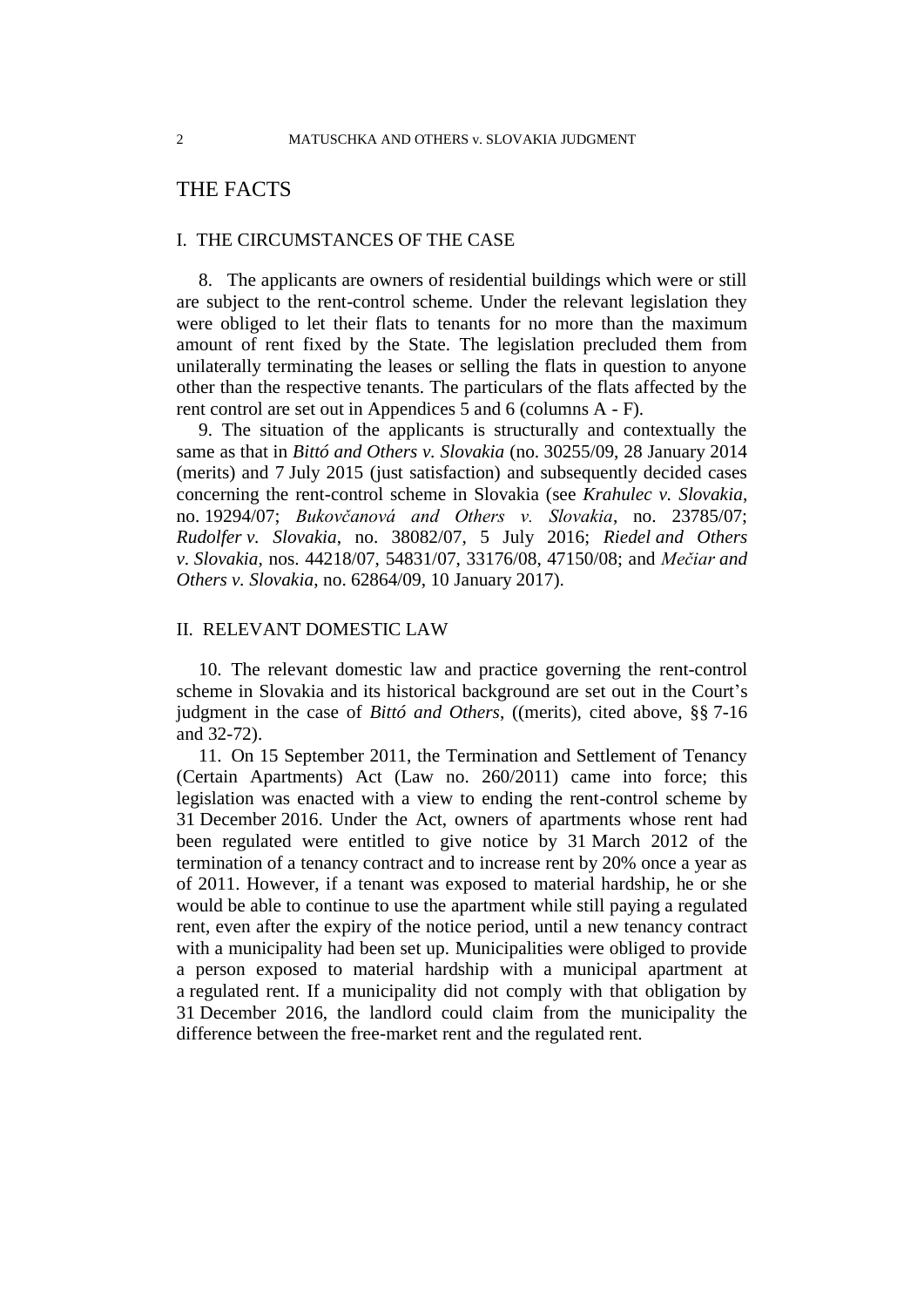# THE FACTS

## I. THE CIRCUMSTANCES OF THE CASE

8. The applicants are owners of residential buildings which were or still are subject to the rent-control scheme. Under the relevant legislation they were obliged to let their flats to tenants for no more than the maximum amount of rent fixed by the State. The legislation precluded them from unilaterally terminating the leases or selling the flats in question to anyone other than the respective tenants. The particulars of the flats affected by the rent control are set out in Appendices 5 and 6 (columns A - F).

9. The situation of the applicants is structurally and contextually the same as that in *Bittó and Others v. Slovakia* (no. 30255/09, 28 January 2014 (merits) and 7 July 2015 (just satisfaction) and subsequently decided cases concerning the rent-control scheme in Slovakia (see *Krahulec v. Slovakia*, no. 19294/07; *Bukovčanová and Others v. Slovakia*, no. 23785/07; *Rudolfer v. Slovakia*, no. 38082/07, 5 July 2016; *Riedel and Others v. Slovakia*, nos. 44218/07, 54831/07, 33176/08, 47150/08; and *Mečiar and Others v. Slovakia*, no. 62864/09, 10 January 2017).

## II. RELEVANT DOMESTIC LAW

10. The relevant domestic law and practice governing the rent-control scheme in Slovakia and its historical background are set out in the Court's judgment in the case of *Bittó and Others*, ((merits), cited above, §§ 7-16 and 32-72).

11. On 15 September 2011, the Termination and Settlement of Tenancy (Certain Apartments) Act (Law no. 260/2011) came into force; this legislation was enacted with a view to ending the rent-control scheme by 31 December 2016. Under the Act, owners of apartments whose rent had been regulated were entitled to give notice by 31 March 2012 of the termination of a tenancy contract and to increase rent by 20% once a year as of 2011. However, if a tenant was exposed to material hardship, he or she would be able to continue to use the apartment while still paying a regulated rent, even after the expiry of the notice period, until a new tenancy contract with a municipality had been set up. Municipalities were obliged to provide a person exposed to material hardship with a municipal apartment at a regulated rent. If a municipality did not comply with that obligation by 31 December 2016, the landlord could claim from the municipality the difference between the free-market rent and the regulated rent.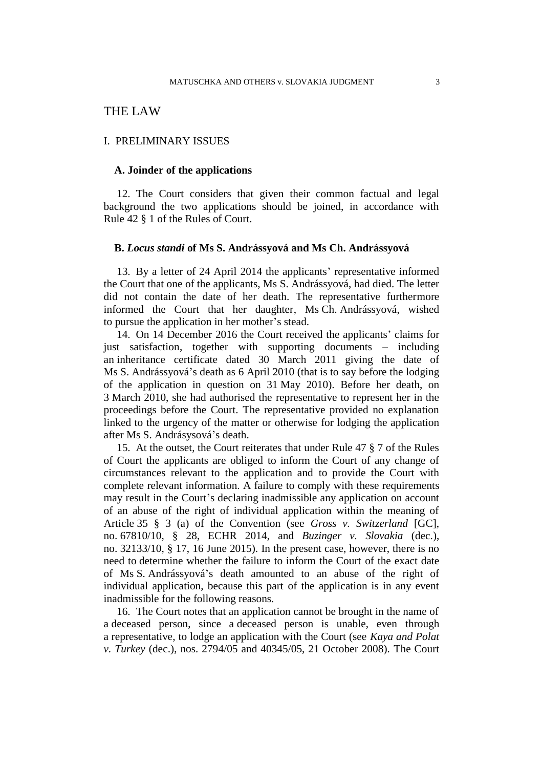# THE LAW

## I. PRELIMINARY ISSUES

### A. Joinder of the applications

12. The Court considers that given their common factual and legal background the two applications should be joined, in accordance with Rule 42 § 1 of the Rules of Court.

### B. *Locus standi* of Ms S. Andrássyová and Ms Ch. Andrássyová

13. By a letter of 24 April 2014 the applicants' representative informed the Court that one of the applicants, Ms S. Andrássyová, had died. The letter did not contain the date of her death. The representative furthermore informed the Court that her daughter, Ms Ch. Andrássyová, wished to pursue the application in her mother's stead.

14. On 14 December 2016 the Court received the applicants' claims for just satisfaction, together with supporting documents – including an inheritance certificate dated 30 March 2011 giving the date of Ms S. Andrássyová's death as 6 April 2010 (that is to say before the lodging of the application in question on 31 May 2010). Before her death, on 3 March 2010, she had authorised the representative to represent her in the proceedings before the Court. The representative provided no explanation linked to the urgency of the matter or otherwise for lodging the application after Ms S. Andrásysová's death.

15. At the outset, the Court reiterates that under Rule 47 § 7 of the Rules of Court the applicants are obliged to inform the Court of any change of circumstances relevant to the application and to provide the Court with complete relevant information. A failure to comply with these requirements may result in the Court's declaring inadmissible any application on account of an abuse of the right of individual application within the meaning of Article 35 § 3 (a) of the Convention (see *Gross v. Switzerland* [GC], no. 67810/10, § 28, ECHR 2014, and *Buzinger v. Slovakia* (dec.), no. 32133/10, § 17, 16 June 2015). In the present case, however, there is no need to determine whether the failure to inform the Court of the exact date of Ms S. Andrássyová's death amounted to an abuse of the right of individual application, because this part of the application is in any event inadmissible for the following reasons.

16. The Court notes that an application cannot be brought in the name of a deceased person, since a deceased person is unable, even through a representative, to lodge an application with the Court (see *Kaya and Polat v. Turkey* (dec.), nos. 2794/05 and 40345/05, 21 October 2008). The Court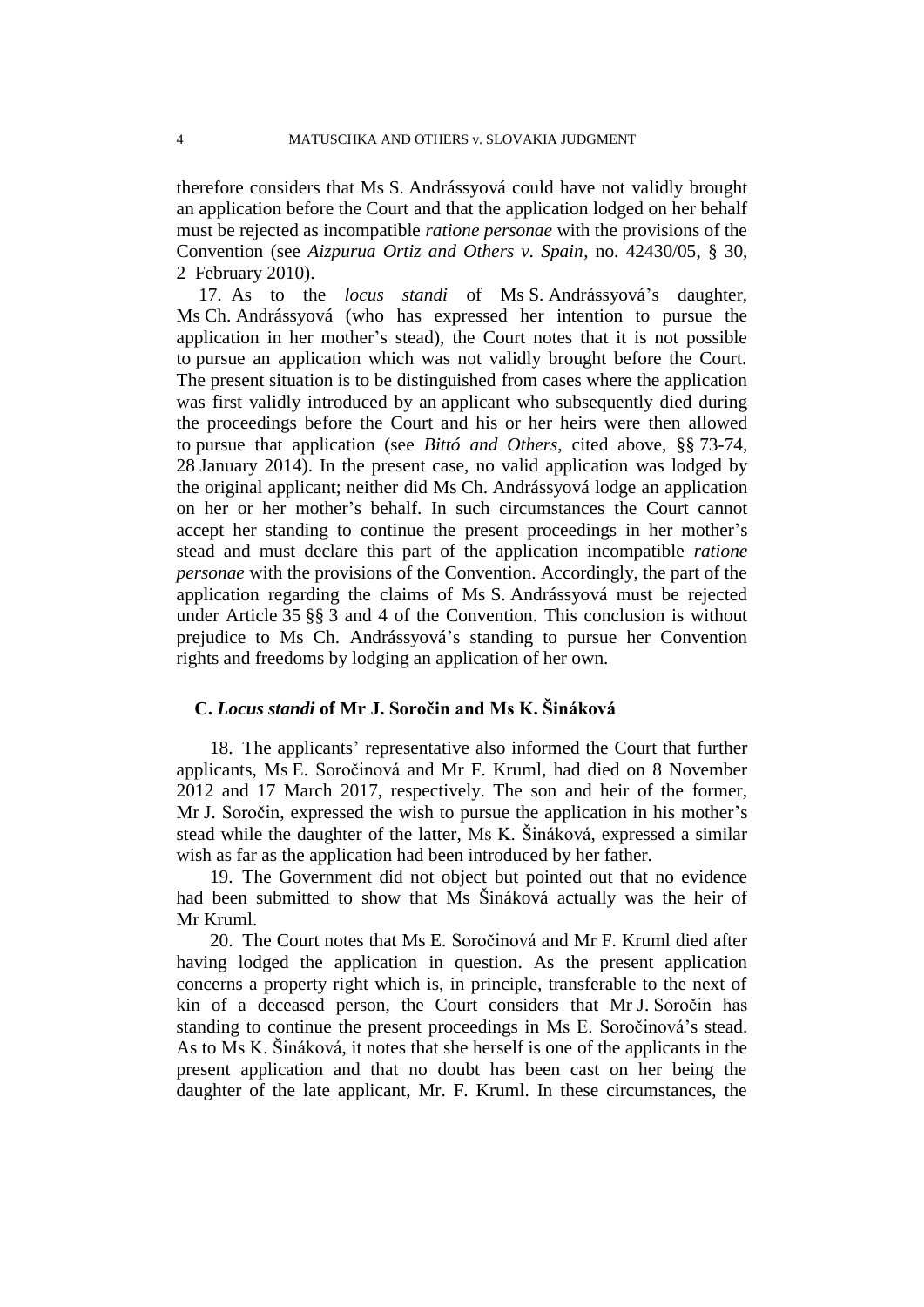therefore considers that Ms S. Andrássyová could have not validly brought an application before the Court and that the application lodged on her behalf must be rejected as incompatible *ratione personae* with the provisions of the Convention (see *Aizpurua Ortiz and Others v. Spain*, no. 42430/05, § 30, 2 February 2010).

17. As to the *locus standi* of Ms S. Andrássyová's daughter, Ms Ch. Andrássyová (who has expressed her intention to pursue the application in her mother's stead), the Court notes that it is not possible to pursue an application which was not validly brought before the Court. The present situation is to be distinguished from cases where the application was first validly introduced by an applicant who subsequently died during the proceedings before the Court and his or her heirs were then allowed to pursue that application (see *Bittó and Others*, cited above, §§ 73-74, 28 January 2014). In the present case, no valid application was lodged by the original applicant; neither did Ms Ch. Andrássyová lodge an application on her or her mother's behalf. In such circumstances the Court cannot accept her standing to continue the present proceedings in her mother's stead and must declare this part of the application incompatible *ratione personae* with the provisions of the Convention. Accordingly, the part of the application regarding the claims of Ms S. Andrássyová must be rejected under Article 35 §§ 3 and 4 of the Convention. This conclusion is without prejudice to Ms Ch. Andrássyová's standing to pursue her Convention rights and freedoms by lodging an application of her own.

## C. *Locus standi* of Mr J. Soročin and Ms K. Šináková

18. The applicants' representative also informed the Court that further applicants, Ms E. Soročinová and Mr F. Kruml, had died on 8 November 2012 and 17 March 2017, respectively. The son and heir of the former, Mr J. Soročin, expressed the wish to pursue the application in his mother's stead while the daughter of the latter, Ms K. Šináková, expressed a similar wish as far as the application had been introduced by her father.

19. The Government did not object but pointed out that no evidence had been submitted to show that Ms Šináková actually was the heir of Mr Kruml.

20. The Court notes that Ms E. Soročinová and Mr F. Kruml died after having lodged the application in question. As the present application concerns a property right which is, in principle, transferable to the next of kin of a deceased person, the Court considers that Mr J. Soročin has standing to continue the present proceedings in Ms E. Soročinová's stead. As to Ms K. Šináková, it notes that she herself is one of the applicants in the present application and that no doubt has been cast on her being the daughter of the late applicant, Mr. F. Kruml. In these circumstances, the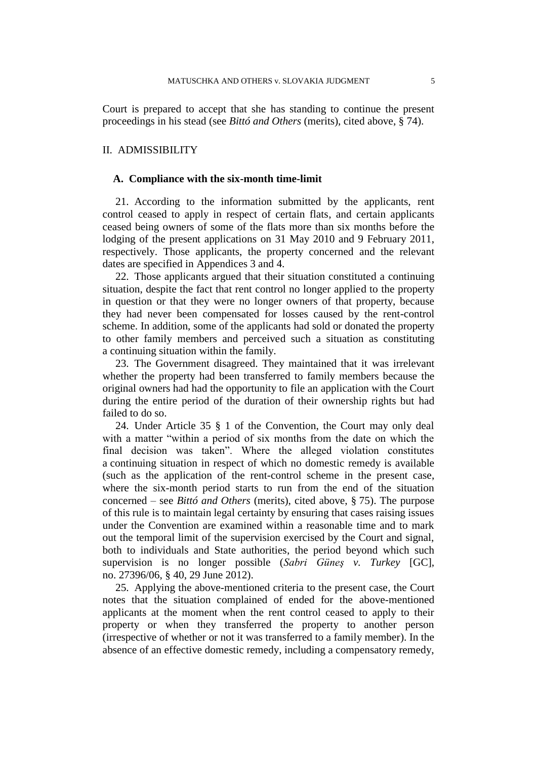Court is prepared to accept that she has standing to continue the present proceedings in his stead (see *Bittó and Others* (merits), cited above, § 74).

## II. ADMISSIBILITY

### A. Compliance with the six-month time-limit

21. According to the information submitted by the applicants, rent control ceased to apply in respect of certain flats, and certain applicants ceased being owners of some of the flats more than six months before the lodging of the present applications on 31 May 2010 and 9 February 2011, respectively. Those applicants, the property concerned and the relevant dates are specified in Appendices 3 and 4.

22. Those applicants argued that their situation constituted a continuing situation, despite the fact that rent control no longer applied to the property in question or that they were no longer owners of that property, because they had never been compensated for losses caused by the rent-control scheme. In addition, some of the applicants had sold or donated the property to other family members and perceived such a situation as constituting a continuing situation within the family.

23. The Government disagreed. They maintained that it was irrelevant whether the property had been transferred to family members because the original owners had had the opportunity to file an application with the Court during the entire period of the duration of their ownership rights but had failed to do so.

24. Under Article 35 § 1 of the Convention, the Court may only deal with a matter "within a period of six months from the date on which the final decision was taken". Where the alleged violation constitutes a continuing situation in respect of which no domestic remedy is available (such as the application of the rent-control scheme in the present case, where the six-month period starts to run from the end of the situation concerned – see *Bittó and Others* (merits), cited above, § 75). The purpose of this rule is to maintain legal certainty by ensuring that cases raising issues under the Convention are examined within a reasonable time and to mark out the temporal limit of the supervision exercised by the Court and signal, both to individuals and State authorities, the period beyond which such supervision is no longer possible (*Sabri Güneş v. Turkey* [GC], no. 27396/06, § 40, 29 June 2012).

25. Applying the above-mentioned criteria to the present case, the Court notes that the situation complained of ended for the above-mentioned applicants at the moment when the rent control ceased to apply to their property or when they transferred the property to another person (irrespective of whether or not it was transferred to a family member). In the absence of an effective domestic remedy, including a compensatory remedy,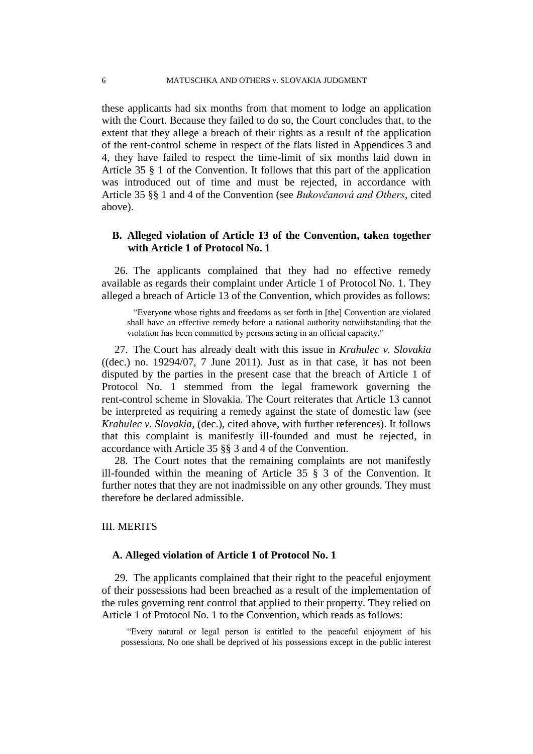these applicants had six months from that moment to lodge an application with the Court. Because they failed to do so, the Court concludes that, to the extent that they allege a breach of their rights as a result of the application of the rent-control scheme in respect of the flats listed in Appendices 3 and 4, they have failed to respect the time-limit of six months laid down in Article 35 § 1 of the Convention. It follows that this part of the application was introduced out of time and must be rejected, in accordance with Article 35 §§ 1 and 4 of the Convention (see *Bukovčanová and Others*, cited above).

### B. Alleged violation of Article 13 of the Convention, taken together with Article 1 of Protocol No. 1

26. The applicants complained that they had no effective remedy available as regards their complaint under Article 1 of Protocol No. 1. They alleged a breach of Article 13 of the Convention, which provides as follows:

> "Everyone whose rights and freedoms as set forth in [the] Convention are violated shall have an effective remedy before a national authority notwithstanding that the violation has been committed by persons acting in an official capacity."

27. The Court has already dealt with this issue in *Krahulec v. Slovakia* ((dec.) no. 19294/07, 7 June 2011). Just as in that case, it has not been disputed by the parties in the present case that the breach of Article 1 of Protocol No. 1 stemmed from the legal framework governing the rent-control scheme in Slovakia. The Court reiterates that Article 13 cannot be interpreted as requiring a remedy against the state of domestic law (see *Krahulec v. Slovakia,* (dec.), cited above, with further references). It follows that this complaint is manifestly ill-founded and must be rejected, in accordance with Article 35 §§ 3 and 4 of the Convention.

28. The Court notes that the remaining complaints are not manifestly ill-founded within the meaning of Article 35 § 3 of the Convention. It further notes that they are not inadmissible on any other grounds. They must therefore be declared admissible.

## III. MERITS

### A. Alleged violation of Article 1 of Protocol No. 1

29. The applicants complained that their right to the peaceful enjoyment of their possessions had been breached as a result of the implementation of the rules governing rent control that applied to their property. They relied on Article 1 of Protocol No. 1 to the Convention, which reads as follows:

> "Every natural or legal person is entitled to the peaceful enjoyment of his possessions. No one shall be deprived of his possessions except in the public interest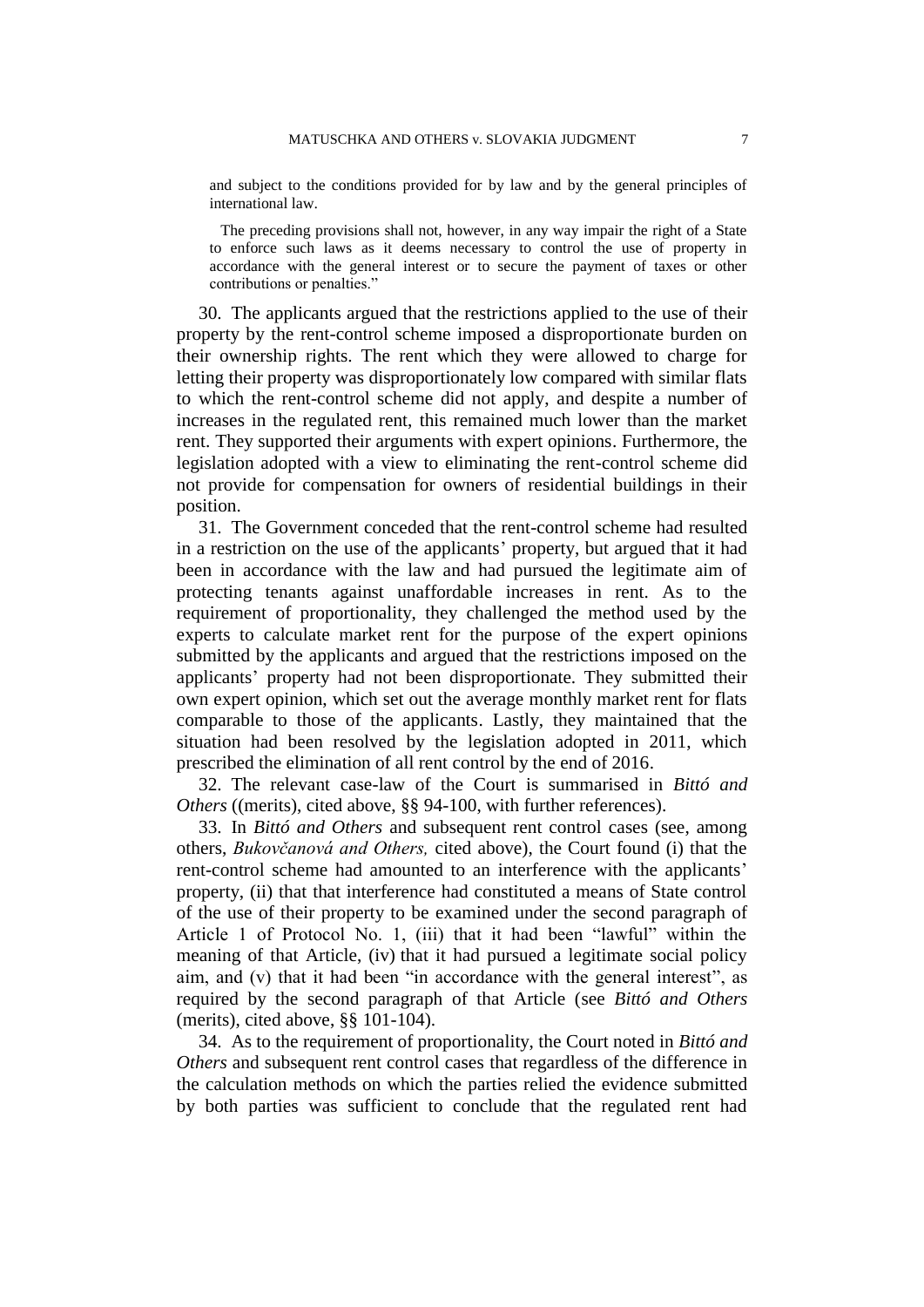and subject to the conditions provided for by law and by the general principles of international law.

The preceding provisions shall not, however, in any way impair the right of a State to enforce such laws as it deems necessary to control the use of property in accordance with the general interest or to secure the payment of taxes or other contributions or penalties."

30. The applicants argued that the restrictions applied to the use of their property by the rent-control scheme imposed a disproportionate burden on their ownership rights. The rent which they were allowed to charge for letting their property was disproportionately low compared with similar flats to which the rent-control scheme did not apply, and despite a number of increases in the regulated rent, this remained much lower than the market rent. They supported their arguments with expert opinions. Furthermore, the legislation adopted with a view to eliminating the rent-control scheme did not provide for compensation for owners of residential buildings in their position.

31. The Government conceded that the rent-control scheme had resulted in a restriction on the use of the applicants' property, but argued that it had been in accordance with the law and had pursued the legitimate aim of protecting tenants against unaffordable increases in rent. As to the requirement of proportionality, they challenged the method used by the experts to calculate market rent for the purpose of the expert opinions submitted by the applicants and argued that the restrictions imposed on the applicants' property had not been disproportionate. They submitted their own expert opinion, which set out the average monthly market rent for flats comparable to those of the applicants. Lastly, they maintained that the situation had been resolved by the legislation adopted in 2011, which prescribed the elimination of all rent control by the end of 2016.

32. The relevant case-law of the Court is summarised in *Bittó and Others* ((merits), cited above, §§ 94-100, with further references).

33. In *Bittó and Others* and subsequent rent control cases (see, among others, *Bukovčanová and Others,* cited above), the Court found (i) that the rent-control scheme had amounted to an interference with the applicants' property, (ii) that that interference had constituted a means of State control of the use of their property to be examined under the second paragraph of Article 1 of Protocol No. 1, (iii) that it had been "lawful" within the meaning of that Article, (iv) that it had pursued a legitimate social policy aim, and (v) that it had been "in accordance with the general interest", as required by the second paragraph of that Article (see *Bittó and Others* (merits), cited above, §§ 101-104).

34. As to the requirement of proportionality, the Court noted in *Bittó and Others* and subsequent rent control cases that regardless of the difference in the calculation methods on which the parties relied the evidence submitted by both parties was sufficient to conclude that the regulated rent had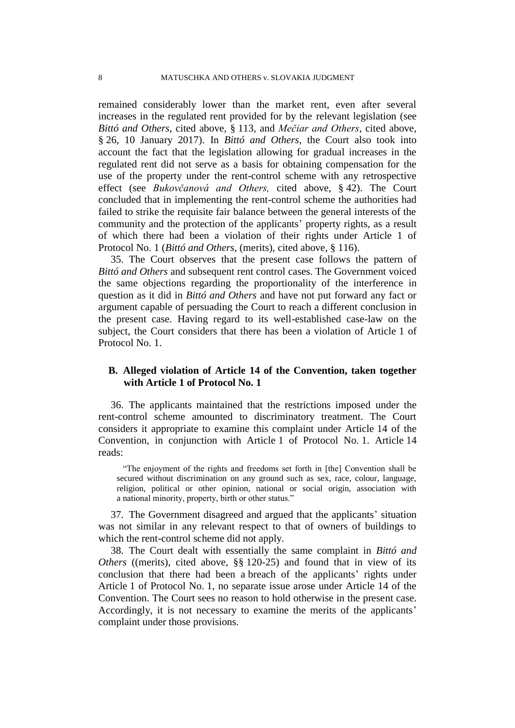remained considerably lower than the market rent, even after several increases in the regulated rent provided for by the relevant legislation (see *Bittó and Others*, cited above, § 113, and *Mečiar and Others*, cited above, § 26, 10 January 2017). In *Bittó and Others*, the Court also took into account the fact that the legislation allowing for gradual increases in the regulated rent did not serve as a basis for obtaining compensation for the use of the property under the rent-control scheme with any retrospective effect (see *Bukovčanová and Others,* cited above, § 42). The Court concluded that in implementing the rent-control scheme the authorities had failed to strike the requisite fair balance between the general interests of the community and the protection of the applicants' property rights, as a result of which there had been a violation of their rights under Article 1 of Protocol No. 1 (*Bittó and Others*, (merits), cited above, § 116).

35. The Court observes that the present case follows the pattern of *Bittó and Others* and subsequent rent control cases. The Government voiced the same objections regarding the proportionality of the interference in question as it did in *Bittó and Others* and have not put forward any fact or argument capable of persuading the Court to reach a different conclusion in the present case. Having regard to its well-established case-law on the subject, the Court considers that there has been a violation of Article 1 of Protocol No. 1.

### B. Alleged violation of Article 14 of the Convention, taken together with Article 1 of Protocol No. 1

36. The applicants maintained that the restrictions imposed under the rent-control scheme amounted to discriminatory treatment. The Court considers it appropriate to examine this complaint under Article 14 of the Convention, in conjunction with Article 1 of Protocol No. 1. Article 14 reads:

> "The enjoyment of the rights and freedoms set forth in [the] Convention shall be secured without discrimination on any ground such as sex, race, colour, language, religion, political or other opinion, national or social origin, association with a national minority, property, birth or other status."

37. The Government disagreed and argued that the applicants' situation was not similar in any relevant respect to that of owners of buildings to which the rent-control scheme did not apply.

38. The Court dealt with essentially the same complaint in *Bittó and Others* ((merits), cited above, §§ 120-25) and found that in view of its conclusion that there had been a breach of the applicants' rights under Article 1 of Protocol No. 1, no separate issue arose under Article 14 of the Convention. The Court sees no reason to hold otherwise in the present case. Accordingly, it is not necessary to examine the merits of the applicants' complaint under those provisions.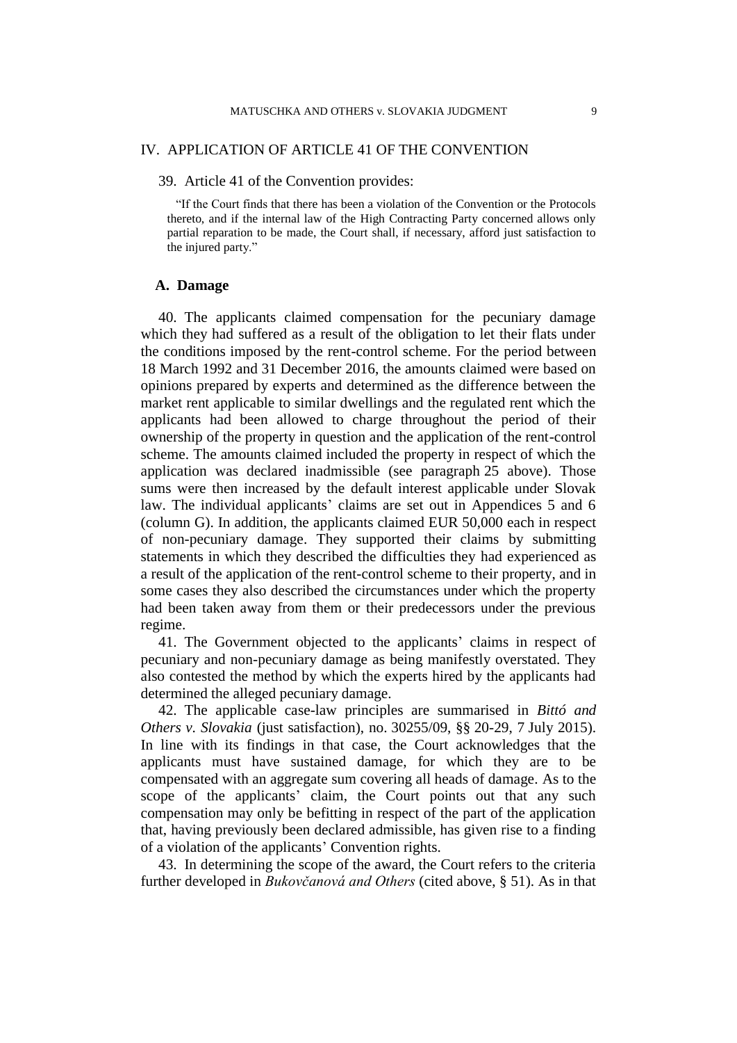## IV. APPLICATION OF ARTICLE 41 OF THE CONVENTION

39. Article 41 of the Convention provides:

> "If the Court finds that there has been a violation of the Convention or the Protocols thereto, and if the internal law of the High Contracting Party concerned allows only partial reparation to be made, the Court shall, if necessary, afford just satisfaction to the injured party."

### A. Damage

40. The applicants claimed compensation for the pecuniary damage which they had suffered as a result of the obligation to let their flats under the conditions imposed by the rent-control scheme. For the period between 18 March 1992 and 31 December 2016, the amounts claimed were based on opinions prepared by experts and determined as the difference between the market rent applicable to similar dwellings and the regulated rent which the applicants had been allowed to charge throughout the period of their ownership of the property in question and the application of the rent-control scheme. The amounts claimed included the property in respect of which the application was declared inadmissible (see paragraph 25 above). Those sums were then increased by the default interest applicable under Slovak law. The individual applicants' claims are set out in Appendices 5 and 6 (column G). In addition, the applicants claimed EUR 50,000 each in respect of non-pecuniary damage. They supported their claims by submitting statements in which they described the difficulties they had experienced as a result of the application of the rent-control scheme to their property, and in some cases they also described the circumstances under which the property had been taken away from them or their predecessors under the previous regime.

41. The Government objected to the applicants' claims in respect of pecuniary and non-pecuniary damage as being manifestly overstated. They also contested the method by which the experts hired by the applicants had determined the alleged pecuniary damage.

42. The applicable case-law principles are summarised in *Bittó and Others v. Slovakia* (just satisfaction), no. 30255/09, §§ 20-29, 7 July 2015). In line with its findings in that case, the Court acknowledges that the applicants must have sustained damage, for which they are to be compensated with an aggregate sum covering all heads of damage. As to the scope of the applicants' claim, the Court points out that any such compensation may only be befitting in respect of the part of the application that, having previously been declared admissible, has given rise to a finding of a violation of the applicants' Convention rights.

43. In determining the scope of the award, the Court refers to the criteria further developed in *Bukovčanová and Others* (cited above, § 51). As in that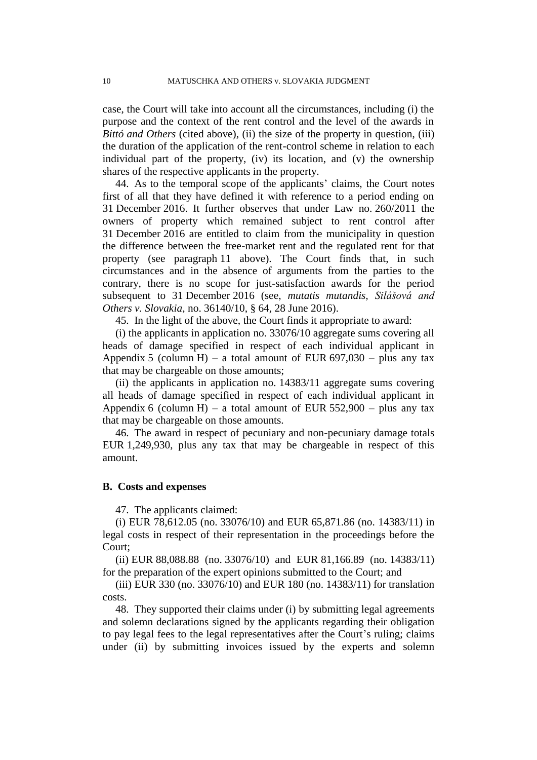case, the Court will take into account all the circumstances, including (i) the purpose and the context of the rent control and the level of the awards in *Bittó and Others* (cited above), (ii) the size of the property in question, (iii) the duration of the application of the rent-control scheme in relation to each individual part of the property, (iv) its location, and (v) the ownership shares of the respective applicants in the property.

44. As to the temporal scope of the applicants' claims, the Court notes first of all that they have defined it with reference to a period ending on 31 December 2016. It further observes that under Law no. 260/2011 the owners of property which remained subject to rent control after 31 December 2016 are entitled to claim from the municipality in question the difference between the free-market rent and the regulated rent for that property (see paragraph 11 above). The Court finds that, in such circumstances and in the absence of arguments from the parties to the contrary, there is no scope for just-satisfaction awards for the period subsequent to 31 December 2016 (see, *mutatis mutandis*, *Silášová and Others v. Slovakia*, no. 36140/10, § 64, 28 June 2016).

45. In the light of the above, the Court finds it appropriate to award:

(i) the applicants in application no. 33076/10 aggregate sums covering all heads of damage specified in respect of each individual applicant in Appendix 5 (column H) – a total amount of EUR 697,030 – plus any tax that may be chargeable on those amounts;

(ii) the applicants in application no. 14383/11 aggregate sums covering all heads of damage specified in respect of each individual applicant in Appendix 6 (column H) – a total amount of EUR 552,900 – plus any tax that may be chargeable on those amounts.

46. The award in respect of pecuniary and non-pecuniary damage totals EUR 1,249,930, plus any tax that may be chargeable in respect of this amount.

### B. Costs and expenses

47. The applicants claimed:

(i) EUR 78,612.05 (no. 33076/10) and EUR 65,871.86 (no. 14383/11) in legal costs in respect of their representation in the proceedings before the Court;

(ii) EUR 88,088.88 (no. 33076/10) and EUR 81,166.89 (no. 14383/11) for the preparation of the expert opinions submitted to the Court; and

(iii) EUR 330 (no. 33076/10) and EUR 180 (no. 14383/11) for translation costs.

48. They supported their claims under (i) by submitting legal agreements and solemn declarations signed by the applicants regarding their obligation to pay legal fees to the legal representatives after the Court's ruling; claims under (ii) by submitting invoices issued by the experts and solemn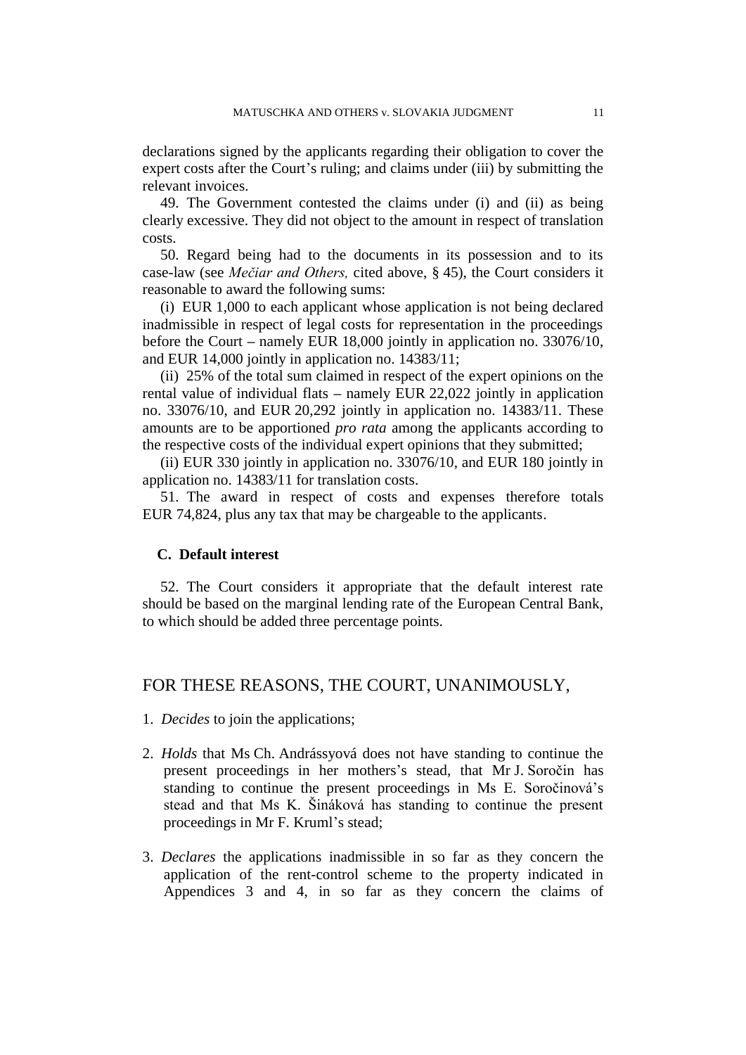declarations signed by the applicants regarding their obligation to cover the expert costs after the Court's ruling; and claims under (iii) by submitting the relevant invoices.

49. The Government contested the claims under (i) and (ii) as being clearly excessive. They did not object to the amount in respect of translation costs.

50. Regard being had to the documents in its possession and to its case-law (see *Mečiar and Others,* cited above, § 45), the Court considers it reasonable to award the following sums:

(i) EUR 1,000 to each applicant whose application is not being declared inadmissible in respect of legal costs for representation in the proceedings before the Court – namely EUR 18,000 jointly in application no. 33076/10, and EUR 14,000 jointly in application no. 14383/11;

(ii) 25% of the total sum claimed in respect of the expert opinions on the rental value of individual flats – namely EUR 22,022 jointly in application no. 33076/10, and EUR 20,292 jointly in application no. 14383/11. These amounts are to be apportioned *pro rata* among the applicants according to the respective costs of the individual expert opinions that they submitted;

(ii) EUR 330 jointly in application no. 33076/10, and EUR 180 jointly in application no. 14383/11 for translation costs.

51. The award in respect of costs and expenses therefore totals EUR 74,824, plus any tax that may be chargeable to the applicants.

### C. Default interest

52. The Court considers it appropriate that the default interest rate should be based on the marginal lending rate of the European Central Bank, to which should be added three percentage points.

## FOR THESE REASONS, THE COURT, UNANIMOUSLY,

1. *Decides* to join the applications;

2. *Holds* that Ms Ch. Andrássyová does not have standing to continue the present proceedings in her mothers's stead, that Mr J. Soročin has standing to continue the present proceedings in Ms E. Soročinová's stead and that Ms K. Šináková has standing to continue the present proceedings in Mr F. Kruml's stead;

3. *Declares* the applications inadmissible in so far as they concern the application of the rent-control scheme to the property indicated in Appendices 3 and 4, in so far as they concern the claims of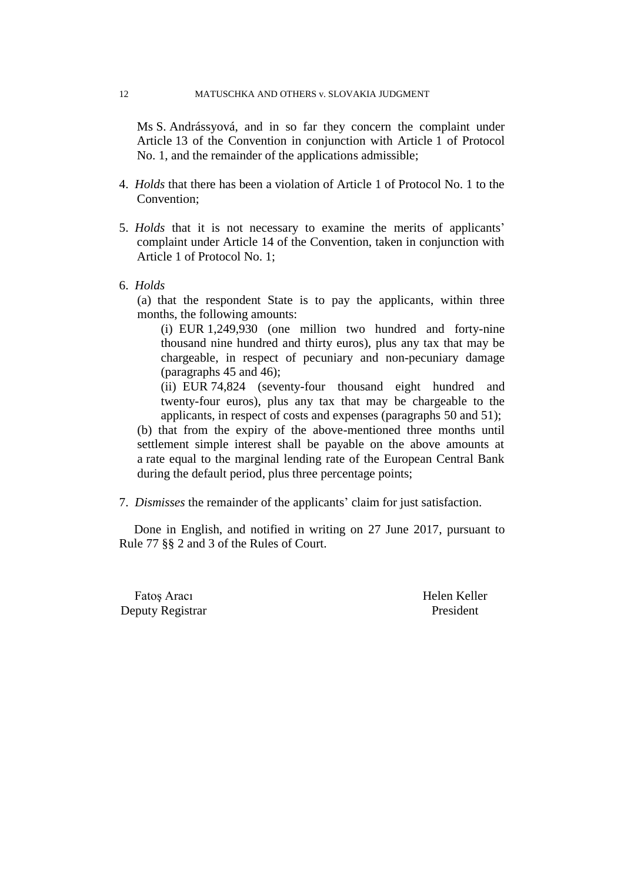Ms S. Andrássyová, and in so far they concern the complaint under Article 13 of the Convention in conjunction with Article 1 of Protocol No. 1, and the remainder of the applications admissible;

4. *Holds* that there has been a violation of Article 1 of Protocol No. 1 to the Convention;

5. *Holds* that it is not necessary to examine the merits of applicants' complaint under Article 14 of the Convention, taken in conjunction with Article 1 of Protocol No. 1;

6. *Holds*

   (a) that the respondent State is to pay the applicants, within three months, the following amounts:

      (i) EUR 1,249,930 (one million two hundred and forty-nine thousand nine hundred and thirty euros), plus any tax that may be chargeable, in respect of pecuniary and non-pecuniary damage (paragraphs 45 and 46);

      (ii) EUR 74,824 (seventy-four thousand eight hundred and twenty-four euros), plus any tax that may be chargeable to the applicants, in respect of costs and expenses (paragraphs 50 and 51);

   (b) that from the expiry of the above-mentioned three months until settlement simple interest shall be payable on the above amounts at a rate equal to the marginal lending rate of the European Central Bank during the default period, plus three percentage points;

7. *Dismisses* the remainder of the applicants' claim for just satisfaction.

Done in English, and notified in writing on 27 June 2017, pursuant to Rule 77 §§ 2 and 3 of the Rules of Court.

Fatoş Aracı
Deputy Registrar

Helen Keller
President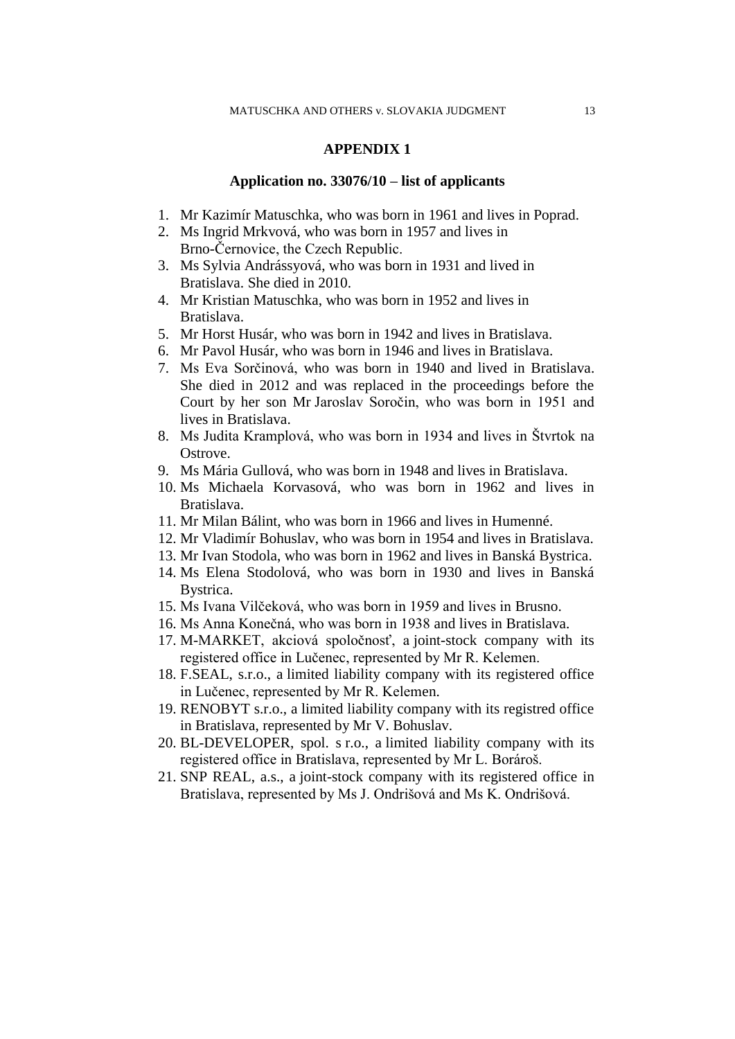## APPENDIX 1

### Application no. 33076/10 – list of applicants

1. Mr Kazimír Matuschka, who was born in 1961 and lives in Poprad.
2. Ms Ingrid Mrkvová, who was born in 1957 and lives in Brno-Černovice, the Czech Republic.
3. Ms Sylvia Andrássyová, who was born in 1931 and lived in Bratislava. She died in 2010.
4. Mr Kristian Matuschka, who was born in 1952 and lives in Bratislava.
5. Mr Horst Husár, who was born in 1942 and lives in Bratislava.
6. Mr Pavol Husár, who was born in 1946 and lives in Bratislava.
7. Ms Eva Sorčinová, who was born in 1940 and lived in Bratislava. She died in 2012 and was replaced in the proceedings before the Court by her son Mr Jaroslav Soročin, who was born in 1951 and lives in Bratislava.
8. Ms Judita Kramplová, who was born in 1934 and lives in Štvrtok na Ostrove.
9. Ms Mária Gullová, who was born in 1948 and lives in Bratislava.
10. Ms Michaela Korvasová, who was born in 1962 and lives in Bratislava.
11. Mr Milan Bálint, who was born in 1966 and lives in Humenné.
12. Mr Vladimír Bohuslav, who was born in 1954 and lives in Bratislava.
13. Mr Ivan Stodola, who was born in 1962 and lives in Banská Bystrica.
14. Ms Elena Stodolová, who was born in 1930 and lives in Banská Bystrica.
15. Ms Ivana Vilčeková, who was born in 1959 and lives in Brusno.
16. Ms Anna Konečná, who was born in 1938 and lives in Bratislava.
17. M-MARKET, akciová spoločnosť, a joint-stock company with its registered office in Lučenec, represented by Mr R. Kelemen.
18. F.SEAL, s.r.o., a limited liability company with its registered office in Lučenec, represented by Mr R. Kelemen.
19. RENOBYT s.r.o., a limited liability company with its registred office in Bratislava, represented by Mr V. Bohuslav.
20. BL-DEVELOPER, spol. s r.o., a limited liability company with its registered office in Bratislava, represented by Mr L. Borároš.
21. SNP REAL, a.s., a joint-stock company with its registered office in Bratislava, represented by Ms J. Ondrišová and Ms K. Ondrišová.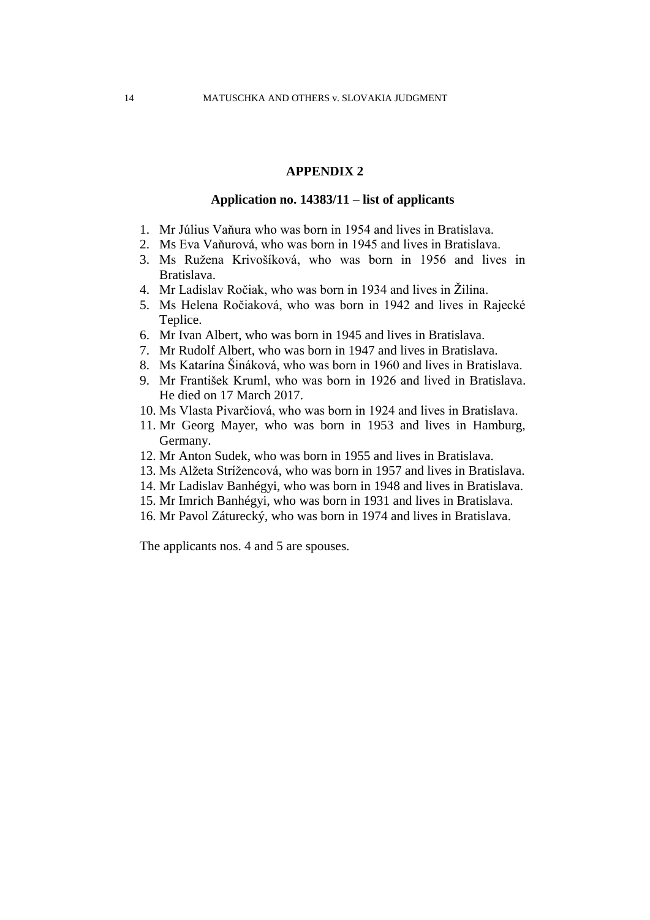## APPENDIX 2

### Application no. 14383/11 – list of applicants

1. Mr Július Vaňura who was born in 1954 and lives in Bratislava.
2. Ms Eva Vaňurová, who was born in 1945 and lives in Bratislava.
3. Ms Ružena Krivošíková, who was born in 1956 and lives in Bratislava.
4. Mr Ladislav Ročiak, who was born in 1934 and lives in Žilina.
5. Ms Helena Ročiaková, who was born in 1942 and lives in Rajecké Teplice.
6. Mr Ivan Albert, who was born in 1945 and lives in Bratislava.
7. Mr Rudolf Albert, who was born in 1947 and lives in Bratislava.
8. Ms Katarína Šináková, who was born in 1960 and lives in Bratislava.
9. Mr František Kruml, who was born in 1926 and lived in Bratislava. He died on 17 March 2017.
10. Ms Vlasta Pivarčiová, who was born in 1924 and lives in Bratislava.
11. Mr Georg Mayer, who was born in 1953 and lives in Hamburg, Germany.
12. Mr Anton Sudek, who was born in 1955 and lives in Bratislava.
13. Ms Alžeta Strížencová, who was born in 1957 and lives in Bratislava.
14. Mr Ladislav Banhégyi, who was born in 1948 and lives in Bratislava.
15. Mr Imrich Banhégyi, who was born in 1931 and lives in Bratislava.
16. Mr Pavol Záturecký, who was born in 1974 and lives in Bratislava.

The applicants nos. 4 and 5 are spouses.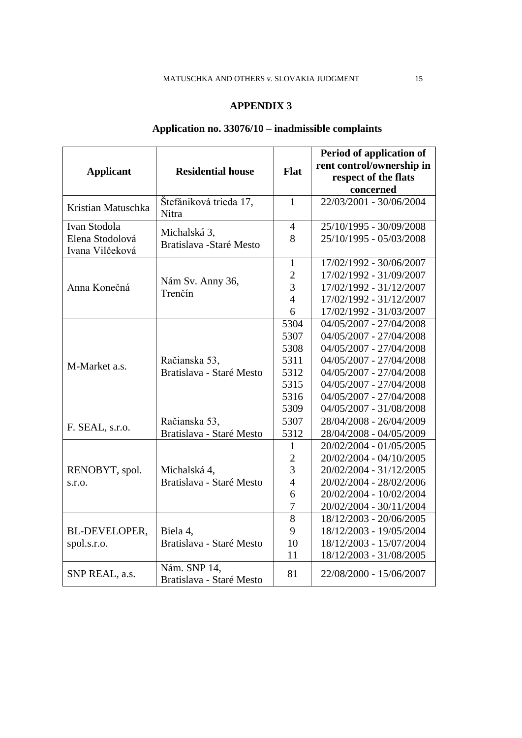# APPENDIX 3

## Application no. 33076/10 – inadmissible complaints

| Applicant | Residential house | Flat | Period of application of rent control/ownership in respect of the flats concerned |
|---|---|---|---|
| Kristian Matuschka | Štefániková trieda 17, Nitra | 1 | 22/03/2001 - 30/06/2004 |
| Ivan Stodola<br>Elena Stodolová<br>Ivana Vilčeková | Michalská 3, Bratislava -Staré Mesto | 4<br>8 | 25/10/1995 - 30/09/2008<br>25/10/1995 - 05/03/2008 |
| Anna Konečná | Nám Sv. Anny 36, Trenčín | 1<br>2<br>3<br>4<br>6 | 17/02/1992 - 30/06/2007<br>17/02/1992 - 31/09/2007<br>17/02/1992 - 31/12/2007<br>17/02/1992 - 31/12/2007<br>17/02/1992 - 31/03/2007 |
| M-Market a.s. | Račianska 53, Bratislava - Staré Mesto | 5304<br>5307<br>5308<br>5311<br>5312<br>5315<br>5316<br>5309 | 04/05/2007 - 27/04/2008<br>04/05/2007 - 27/04/2008<br>04/05/2007 - 27/04/2008<br>04/05/2007 - 27/04/2008<br>04/05/2007 - 27/04/2008<br>04/05/2007 - 27/04/2008<br>04/05/2007 - 27/04/2008<br>04/05/2007 - 31/08/2008 |
| F. SEAL, s.r.o. | Račianska 53, Bratislava - Staré Mesto | 5307<br>5312 | 28/04/2008 - 26/04/2009<br>28/04/2008 - 04/05/2009 |
| RENOBYT, spol. s.r.o. | Michalská 4, Bratislava - Staré Mesto | 1<br>2<br>3<br>4<br>6<br>7 | 20/02/2004 - 01/05/2005<br>20/02/2004 - 04/10/2005<br>20/02/2004 - 31/12/2005<br>20/02/2004 - 28/02/2006<br>20/02/2004 - 10/02/2004<br>20/02/2004 - 30/11/2004 |
| BL-DEVELOPER, spol.s.r.o. | Biela 4, Bratislava - Staré Mesto | 8<br>9<br>10<br>11 | 18/12/2003 - 20/06/2005<br>18/12/2003 - 19/05/2004<br>18/12/2003 - 15/07/2004<br>18/12/2003 - 31/08/2005 |
| SNP REAL, a.s. | Nám. SNP 14, Bratislava - Staré Mesto | 81 | 22/08/2000 - 15/06/2007 |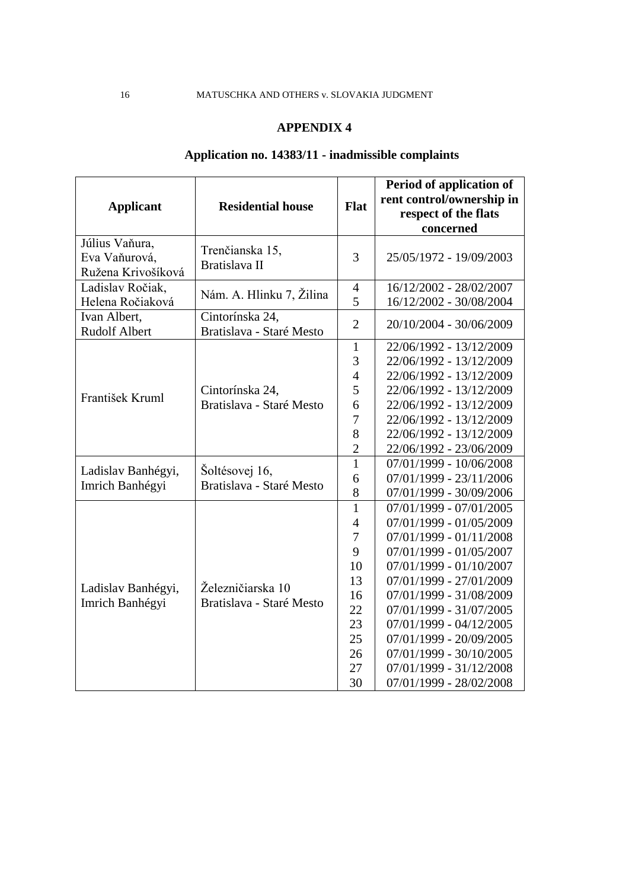**APPENDIX 4**

**Application no. 14383/11 - inadmissible complaints**

| Applicant | Residential house | Flat | Period of application of rent control/ownership in respect of the flats concerned |
|---|---|---|---|
| Július Vaňura, Eva Vaňurová, Ružena Krivošíková | Trenčianska 15, Bratislava II | 3 | 25/05/1972 - 19/09/2003 |
| Ladislav Ročiak, Helena Ročiaková | Nám. A. Hlinku 7, Žilina | 4 | 16/12/2002 - 28/02/2007 |
| | | 5 | 16/12/2002 - 30/08/2004 |
| Ivan Albert, Rudolf Albert | Cintorínska 24, Bratislava - Staré Mesto | 2 | 20/10/2004 - 30/06/2009 |
| František Kruml | Cintorínska 24, Bratislava - Staré Mesto | 1 | 22/06/1992 - 13/12/2009 |
| | | 3 | 22/06/1992 - 13/12/2009 |
| | | 4 | 22/06/1992 - 13/12/2009 |
| | | 5 | 22/06/1992 - 13/12/2009 |
| | | 6 | 22/06/1992 - 13/12/2009 |
| | | 7 | 22/06/1992 - 13/12/2009 |
| | | 8 | 22/06/1992 - 13/12/2009 |
| | | 2 | 22/06/1992 - 23/06/2009 |
| Ladislav Banhégyi, Imrich Banhégyi | Šoltésovej 16, Bratislava - Staré Mesto | 1 | 07/01/1999 - 10/06/2008 |
| | | 6 | 07/01/1999 - 23/11/2006 |
| | | 8 | 07/01/1999 - 30/09/2006 |
| Ladislav Banhégyi, Imrich Banhégyi | Železničiarska 10 Bratislava - Staré Mesto | 1 | 07/01/1999 - 07/01/2005 |
| | | 4 | 07/01/1999 - 01/05/2009 |
| | | 7 | 07/01/1999 - 01/11/2008 |
| | | 9 | 07/01/1999 - 01/05/2009 |
| | | 10 | 07/01/1999 - 01/10/2007 |
| | | 13 | 07/01/1999 - 27/01/2009 |
| | | 16 | 07/01/1999 - 31/08/2009 |
| | | 22 | 07/01/1999 - 31/07/2005 |
| | | 23 | 07/01/1999 - 04/12/2005 |
| | | 25 | 07/01/1999 - 20/09/2005 |
| | | 26 | 07/01/1999 - 30/10/2005 |
| | | 27 | 07/01/1999 - 31/12/2008 |
| | | 30 | 07/01/1999 - 28/02/2008 |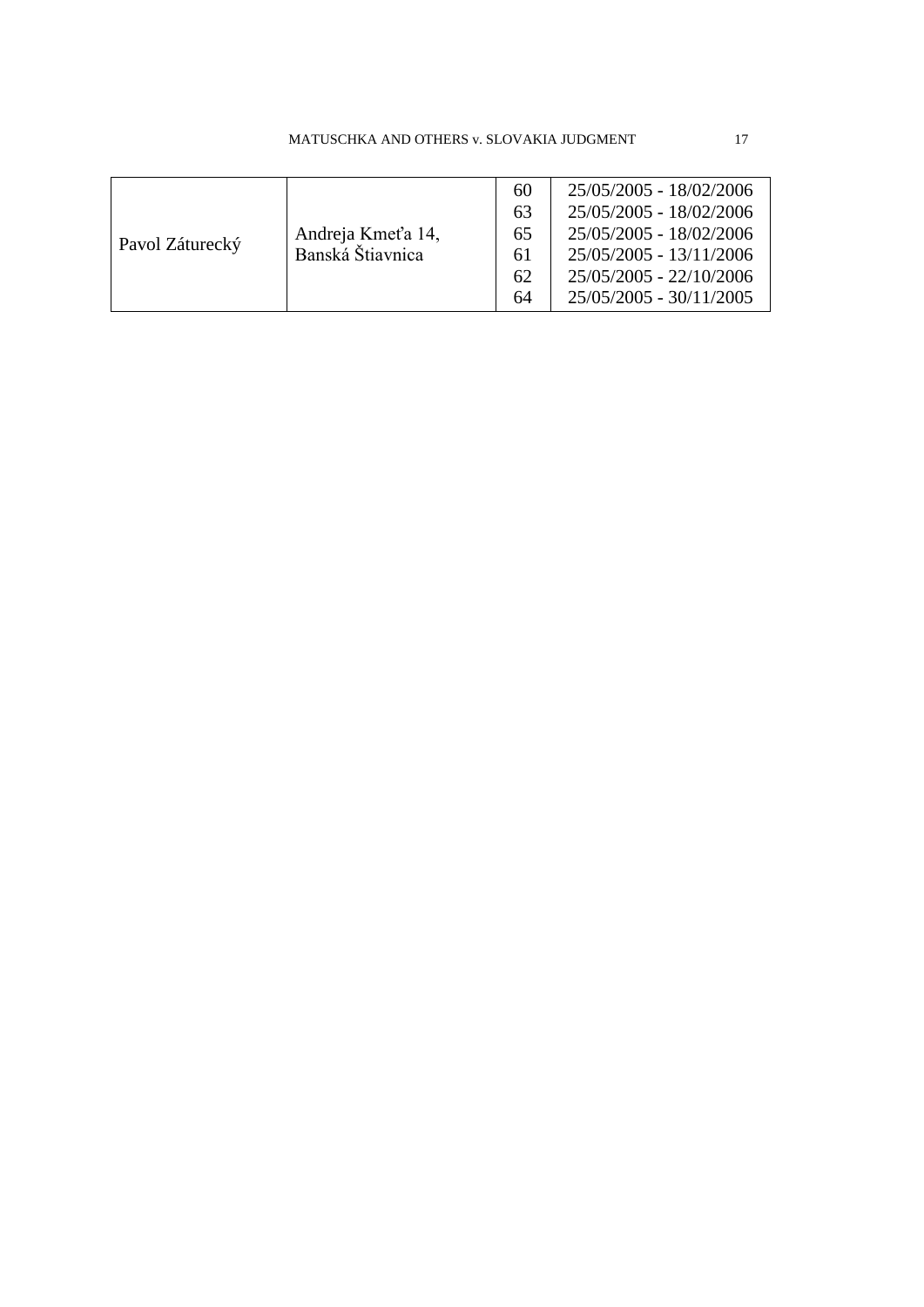| Pavol Záturecký | Andreja Kmeťa 14, Banská Štiavnica | 60 | 25/05/2005 - 18/02/2006 |
|---|---|---|---|
| | | 63 | 25/05/2005 - 18/02/2006 |
| | | 65 | 25/05/2005 - 18/02/2006 |
| | | 61 | 25/05/2005 - 13/11/2006 |
| | | 62 | 25/05/2005 - 22/10/2006 |
| | | 64 | 25/05/2005 - 30/11/2005 |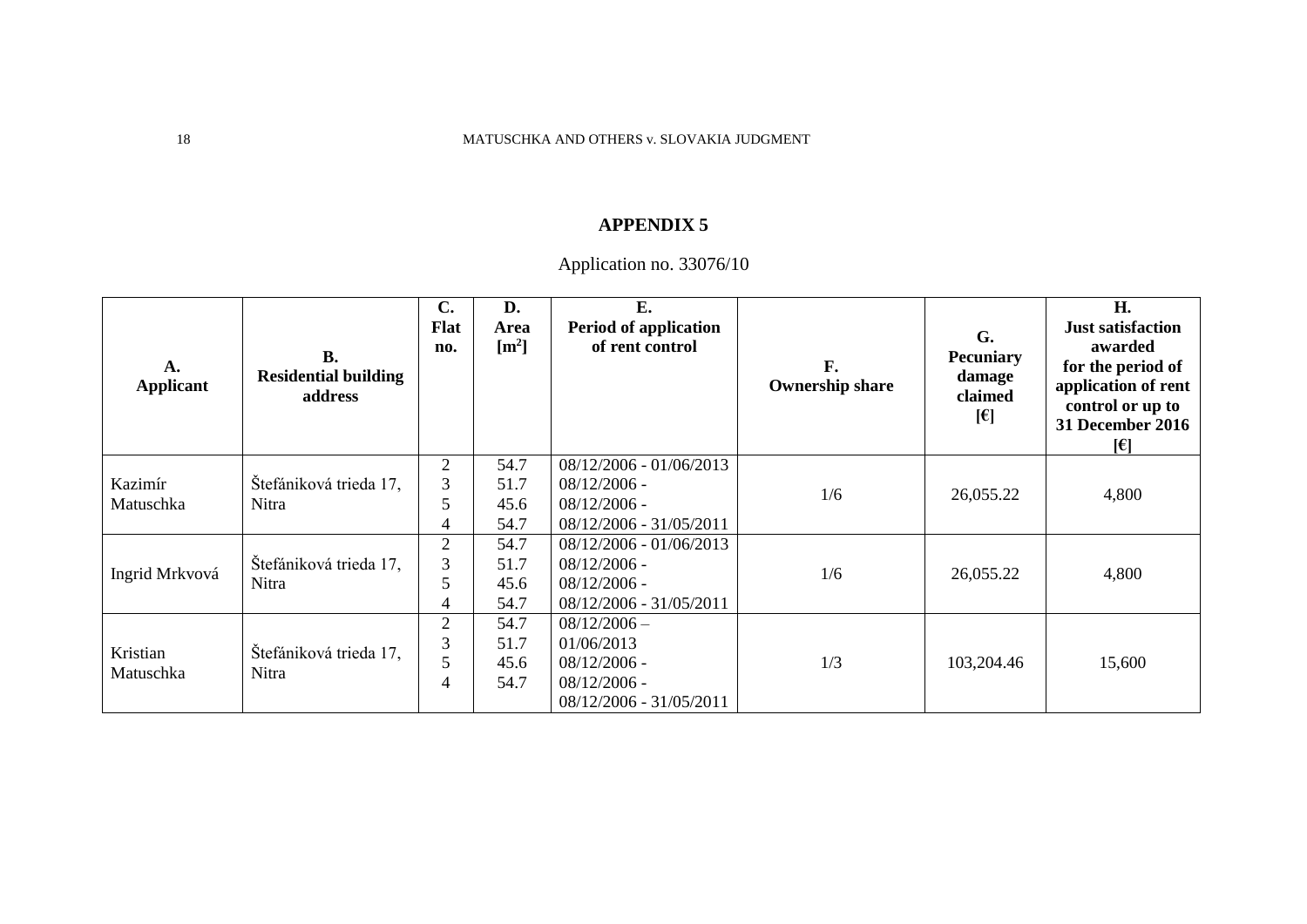## APPENDIX 5

Application no. 33076/10

| A. Applicant | B. Residential building address | C. Flat no. | D. Area [m²] | E. Period of application of rent control | F. Ownership share | G. Pecuniary damage claimed [€] | H. Just satisfaction awarded for the period of application of rent control or up to 31 December 2016 [€] |
|---|---|---|---|---|---|---|---|
| Kazimír Matuschka | Štefániková trieda 17, Nitra | 2<br>3<br>5<br>4 | 54.7<br>51.7<br>45.6<br>54.7 | 08/12/2006 - 01/06/2013<br>08/12/2006 -<br>08/12/2006 -<br>08/12/2006 - 31/05/2011 | 1/6 | 26,055.22 | 4,800 |
| Ingrid Mrkvová | Štefániková trieda 17, Nitra | 2<br>3<br>5<br>4 | 54.7<br>51.7<br>45.6<br>54.7 | 08/12/2006 - 01/06/2013<br>08/12/2006 -<br>08/12/2006 -<br>08/12/2006 - 31/05/2011 | 1/6 | 26,055.22 | 4,800 |
| Kristian Matuschka | Štefániková trieda 17, Nitra | 2<br>3<br>5<br>4 | 54.7<br>51.7<br>45.6<br>54.7 | 08/12/2006 – 01/06/2013<br>08/12/2006 -<br>08/12/2006 -<br>08/12/2006 - 31/05/2011 | 1/3 | 103,204.46 | 15,600 |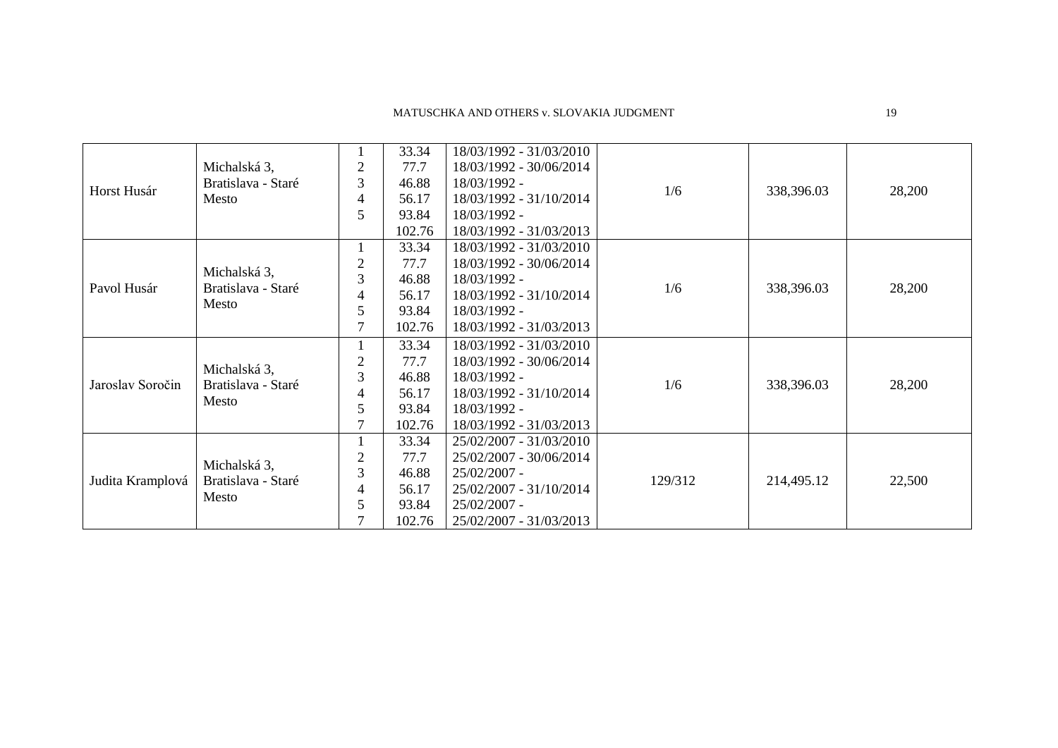| | | | | | | | |
|---|---|---|---|---|---|---|---|
| Horst Husár | Michalská 3, Bratislava - Staré Mesto | 1<br>2<br>3<br>4<br>5 | 33.34<br>77.7<br>46.88<br>56.17<br>93.84<br>102.76 | 18/03/1992 - 31/03/2010<br>18/03/1992 - 30/06/2014<br>18/03/1992 -<br>18/03/1992 - 31/10/2014<br>18/03/1992 -<br>18/03/1992 - 31/03/2013 | 1/6 | 338,396.03 | 28,200 |
| Pavol Husár | Michalská 3, Bratislava - Staré Mesto | 1<br>2<br>3<br>4<br>5<br>7 | 33.34<br>77.7<br>46.88<br>56.17<br>93.84<br>102.76 | 18/03/1992 - 31/03/2010<br>18/03/1992 - 30/06/2014<br>18/03/1992 -<br>18/03/1992 - 31/10/2014<br>18/03/1992 -<br>18/03/1992 - 31/03/2013 | 1/6 | 338,396.03 | 28,200 |
| Jaroslav Soročin | Michalská 3, Bratislava - Staré Mesto | 1<br>2<br>3<br>4<br>5<br>7 | 33.34<br>77.7<br>46.88<br>56.17<br>93.84<br>102.76 | 18/03/1992 - 31/03/2010<br>18/03/1992 - 30/06/2014<br>18/03/1992 -<br>18/03/1992 - 31/10/2014<br>18/03/1992 -<br>18/03/1992 - 31/03/2013 | 1/6 | 338,396.03 | 28,200 |
| Judita Kramplová | Michalská 3, Bratislava - Staré Mesto | 1<br>2<br>3<br>4<br>5<br>7 | 33.34<br>77.7<br>46.88<br>56.17<br>93.84<br>102.76 | 25/02/2007 - 31/03/2010<br>25/02/2007 - 30/06/2014<br>25/02/2007 -<br>25/02/2007 - 31/10/2014<br>25/02/2007 -<br>25/02/2007 - 31/03/2013 | 129/312 | 214,495.12 | 22,500 |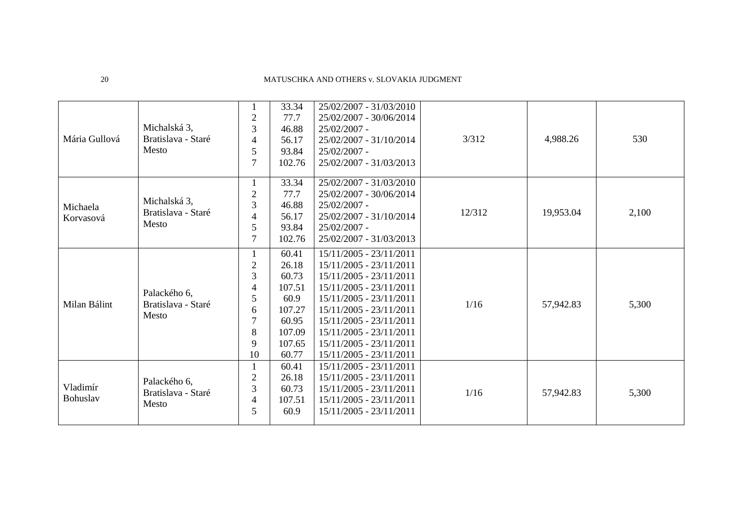| | | | | | | | |
|---|---|---|---|---|---|---|---|
| Mária Gullová | Michalská 3, Bratislava - Staré Mesto | 1<br>2<br>3<br>4<br>5<br>7 | 33.34<br>77.7<br>46.88<br>56.17<br>93.84<br>102.76 | 25/02/2007 - 31/03/2010<br>25/02/2007 - 30/06/2014<br>25/02/2007 -<br>25/02/2007 - 31/10/2014<br>25/02/2007 -<br>25/02/2007 - 31/03/2013 | 3/312 | 4,988.26 | 530 |
| Michaela Korvasová | Michalská 3, Bratislava - Staré Mesto | 1<br>2<br>3<br>4<br>5<br>7 | 33.34<br>77.7<br>46.88<br>56.17<br>93.84<br>102.76 | 25/02/2007 - 31/03/2010<br>25/02/2007 - 30/06/2014<br>25/02/2007 -<br>25/02/2007 - 31/10/2014<br>25/02/2007 -<br>25/02/2007 - 31/03/2013 | 12/312 | 19,953.04 | 2,100 |
| Milan Bálint | Palackého 6, Bratislava - Staré Mesto | 1<br>2<br>3<br>4<br>5<br>6<br>7<br>8<br>9<br>10 | 60.41<br>26.18<br>60.73<br>107.51<br>60.9<br>107.27<br>60.95<br>107.09<br>107.65<br>60.77 | 15/11/2005 - 23/11/2011<br>15/11/2005 - 23/11/2011<br>15/11/2005 - 23/11/2011<br>15/11/2005 - 23/11/2011<br>15/11/2005 - 23/11/2011<br>15/11/2005 - 23/11/2011<br>15/11/2005 - 23/11/2011<br>15/11/2005 - 23/11/2011<br>15/11/2005 - 23/11/2011<br>15/11/2005 - 23/11/2011 | 1/16 | 57,942.83 | 5,300 |
| Vladimír Bohuslav | Palackého 6, Bratislava - Staré Mesto | 1<br>2<br>3<br>4<br>5 | 60.41<br>26.18<br>60.73<br>107.51<br>60.9 | 15/11/2005 - 23/11/2011<br>15/11/2005 - 23/11/2011<br>15/11/2005 - 23/11/2011<br>15/11/2005 - 23/11/2011<br>15/11/2005 - 23/11/2011 | 1/16 | 57,942.83 | 5,300 |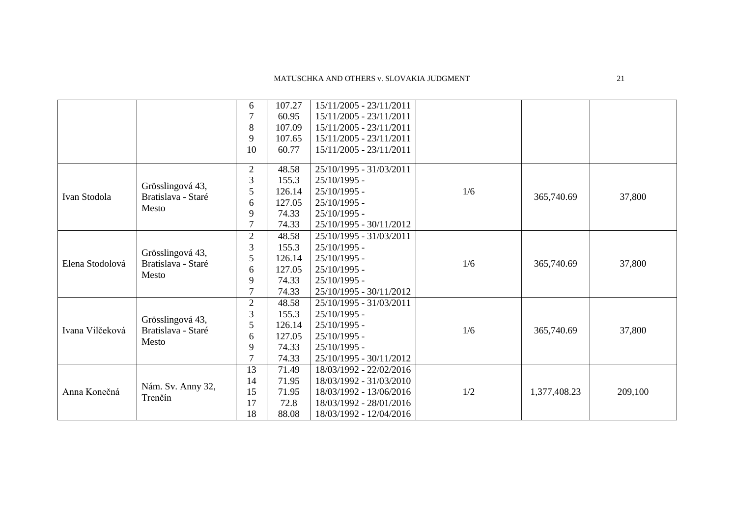| | | | | | | | |
|---|---|---|---|---|---|---|---|
| | | 6<br>7<br>8<br>9<br>10 | 107.27<br>60.95<br>107.09<br>107.65<br>60.77 | 15/11/2005 - 23/11/2011<br>15/11/2005 - 23/11/2011<br>15/11/2005 - 23/11/2011<br>15/11/2005 - 23/11/2011<br>15/11/2005 - 23/11/2011 | | | |
| Ivan Stodola | Grösslingová 43, Bratislava - Staré Mesto | 2<br>3<br>5<br>6<br>9<br>7 | 48.58<br>155.3<br>126.14<br>127.05<br>74.33<br>74.33 | 25/10/1995 - 31/03/2011<br>25/10/1995 -<br>25/10/1995 -<br>25/10/1995 -<br>25/10/1995 -<br>25/10/1995 - 30/11/2012 | 1/6 | 365,740.69 | 37,800 |
| Elena Stodolová | Grösslingová 43, Bratislava - Staré Mesto | 2<br>3<br>5<br>6<br>9<br>7 | 48.58<br>155.3<br>126.14<br>127.05<br>74.33<br>74.33 | 25/10/1995 - 31/03/2011<br>25/10/1995 -<br>25/10/1995 -<br>25/10/1995 -<br>25/10/1995 -<br>25/10/1995 - 30/11/2012 | 1/6 | 365,740.69 | 37,800 |
| Ivana Vilčeková | Grösslingová 43, Bratislava - Staré Mesto | 2<br>3<br>5<br>6<br>9<br>7 | 48.58<br>155.3<br>126.14<br>127.05<br>74.33<br>74.33 | 25/10/1995 - 31/03/2011<br>25/10/1995 -<br>25/10/1995 -<br>25/10/1995 -<br>25/10/1995 -<br>25/10/1995 - 30/11/2012 | 1/6 | 365,740.69 | 37,800 |
| Anna Konečná | Nám. Sv. Anny 32, Trenčín | 13<br>14<br>15<br>17<br>18 | 71.49<br>71.95<br>71.95<br>72.8<br>88.08 | 18/03/1992 - 22/02/2016<br>18/03/1992 - 31/03/2010<br>18/03/1992 - 13/06/2016<br>18/03/1992 - 28/01/2016<br>18/03/1992 - 12/04/2016 | 1/2 | 1,377,408.23 | 209,100 |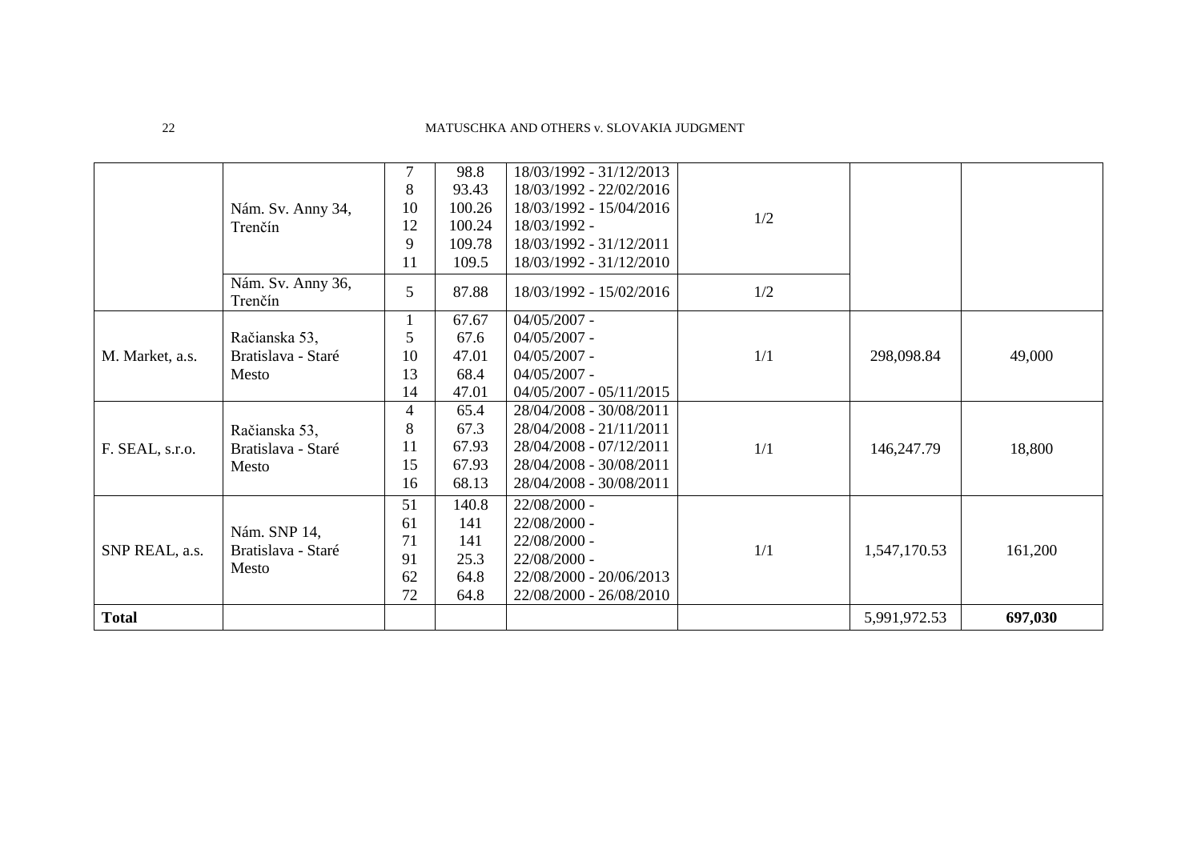| | | | | | | | |
|---|---|---|---|---|---|---|---|
| | Nám. Sv. Anny 34, Trenčín | 7<br>8<br>10<br>12<br>9<br>11 | 98.8<br>93.43<br>100.26<br>100.24<br>109.78<br>109.5 | 18/03/1992 - 31/12/2013<br>18/03/1992 - 22/02/2016<br>18/03/1992 - 15/04/2016<br>18/03/1992 -<br>18/03/1992 - 31/12/2011<br>18/03/1992 - 31/12/2010 | 1/2 | | |
| | Nám. Sv. Anny 36, Trenčín | 5 | 87.88 | 18/03/1992 - 15/02/2016 | 1/2 | | |
| M. Market, a.s. | Račianska 53, Bratislava - Staré Mesto | 1<br>5<br>10<br>13<br>14 | 67.67<br>67.6<br>47.01<br>68.4<br>47.01 | 04/05/2007 -<br>04/05/2007 -<br>04/05/2007 -<br>04/05/2007 -<br>04/05/2007 - 05/11/2015 | 1/1 | 298,098.84 | 49,000 |
| F. SEAL, s.r.o. | Račianska 53, Bratislava - Staré Mesto | 4<br>8<br>11<br>15<br>16 | 65.4<br>67.3<br>67.93<br>67.93<br>68.13 | 28/04/2008 - 30/08/2011<br>28/04/2008 - 21/11/2011<br>28/04/2008 - 07/12/2011<br>28/04/2008 - 30/08/2011<br>28/04/2008 - 30/08/2011 | 1/1 | 146,247.79 | 18,800 |
| SNP REAL, a.s. | Nám. SNP 14, Bratislava - Staré Mesto | 51<br>61<br>71<br>91<br>62<br>72 | 140.8<br>141<br>141<br>25.3<br>64.8<br>64.8 | 22/08/2000 -<br>22/08/2000 -<br>22/08/2000 -<br>22/08/2000 -<br>22/08/2000 - 20/06/2013<br>22/08/2000 - 26/08/2010 | 1/1 | 1,547,170.53 | 161,200 |
| **Total** | | | | | | 5,991,972.53 | **697,030** |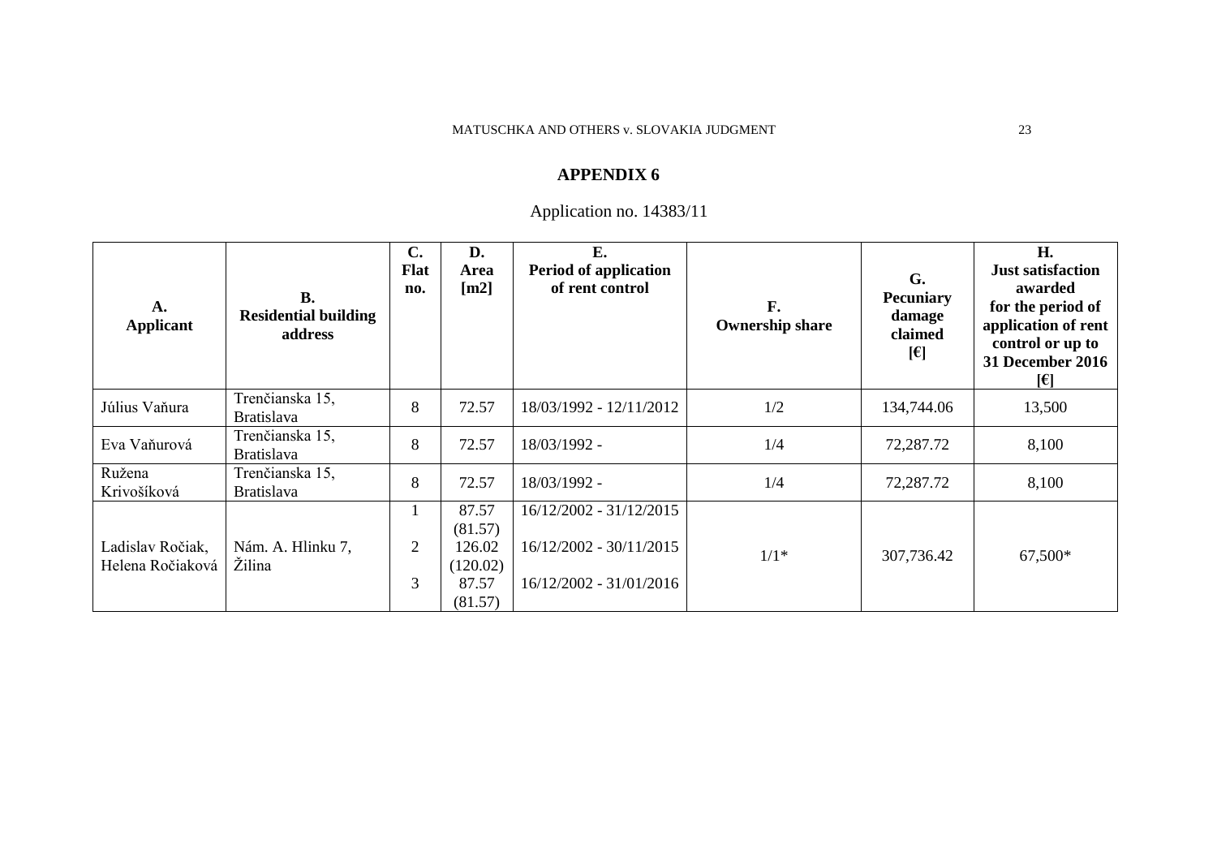## APPENDIX 6

Application no. 14383/11

| A. Applicant | B. Residential building address | C. Flat no. | D. Area [m2] | E. Period of application of rent control | F. Ownership share | G. Pecuniary damage claimed [€] | H. Just satisfaction awarded for the period of application of rent control or up to 31 December 2016 [€] |
|---|---|---|---|---|---|---|---|
| Július Vaňura | Trenčianska 15, Bratislava | 8 | 72.57 | 18/03/1992 - 12/11/2012 | 1/2 | 134,744.06 | 13,500 |
| Eva Vaňurová | Trenčianska 15, Bratislava | 8 | 72.57 | 18/03/1992 - | 1/4 | 72,287.72 | 8,100 |
| Ružena Krivošíková | Trenčianska 15, Bratislava | 8 | 72.57 | 18/03/1992 - | 1/4 | 72,287.72 | 8,100 |
| Ladislav Ročiak, Helena Ročiaková | Nám. A. Hlinku 7, Žilina | 1<br>2<br>3 | 87.57 (81.57)<br>126.02 (120.02)<br>87.57 (81.57) | 16/12/2002 - 31/12/2015<br>16/12/2002 - 30/11/2015<br>16/12/2002 - 31/01/2016 | 1/1* | 307,736.42 | 67,500* |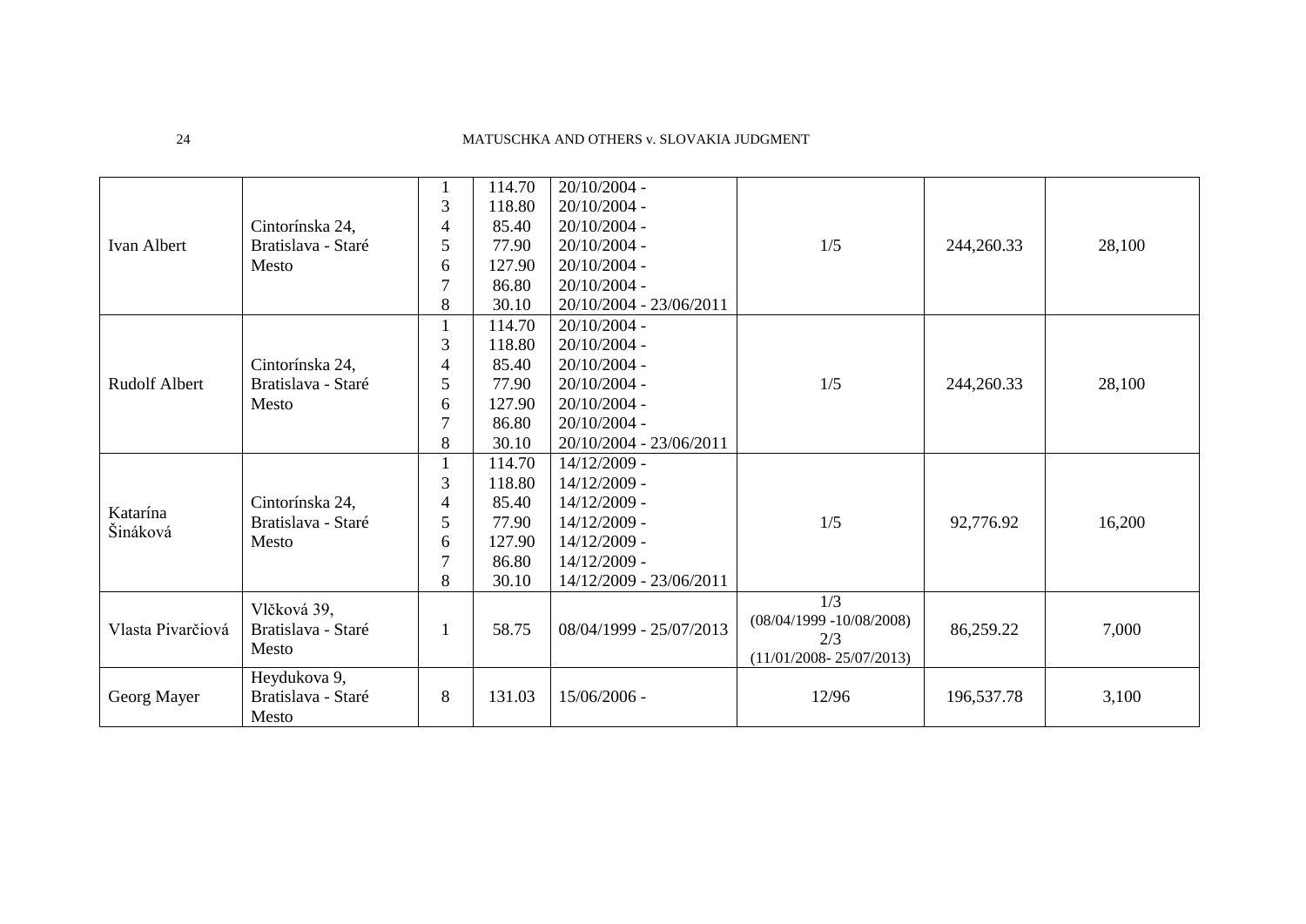| | | | | | | | |
|---|---|---|---|---|---|---|---|
| Ivan Albert | Cintorínska 24, Bratislava - Staré Mesto | 1<br>3<br>4<br>5<br>6<br>7<br>8 | 114.70<br>118.80<br>85.40<br>77.90<br>127.90<br>86.80<br>30.10 | 20/10/2004 -<br>20/10/2004 -<br>20/10/2004 -<br>20/10/2004 -<br>20/10/2004 -<br>20/10/2004 -<br>20/10/2004 - 23/06/2011 | 1/5 | 244,260.33 | 28,100 |
| Rudolf Albert | Cintorínska 24, Bratislava - Staré Mesto | 1<br>3<br>4<br>5<br>6<br>7<br>8 | 114.70<br>118.80<br>85.40<br>77.90<br>127.90<br>86.80<br>30.10 | 20/10/2004 -<br>20/10/2004 -<br>20/10/2004 -<br>20/10/2004 -<br>20/10/2004 -<br>20/10/2004 -<br>20/10/2004 - 23/06/2011 | 1/5 | 244,260.33 | 28,100 |
| Katarína Šináková | Cintorínska 24, Bratislava - Staré Mesto | 1<br>3<br>4<br>5<br>6<br>7<br>8 | 114.70<br>118.80<br>85.40<br>77.90<br>127.90<br>86.80<br>30.10 | 14/12/2009 -<br>14/12/2009 -<br>14/12/2009 -<br>14/12/2009 -<br>14/12/2009 -<br>14/12/2009 -<br>14/12/2009 - 23/06/2011 | 1/5 | 92,776.92 | 16,200 |
| Vlasta Pivarčiová | Vlčková 39, Bratislava - Staré Mesto | 1 | 58.75 | 08/04/1999 - 25/07/2013 | 1/3<br>(08/04/1999 -10/08/2008)<br>2/3<br>(11/01/2008- 25/07/2013) | 86,259.22 | 7,000 |
| Georg Mayer | Heydukova 9, Bratislava - Staré Mesto | 8 | 131.03 | 15/06/2006 - | 12/96 | 196,537.78 | 3,100 |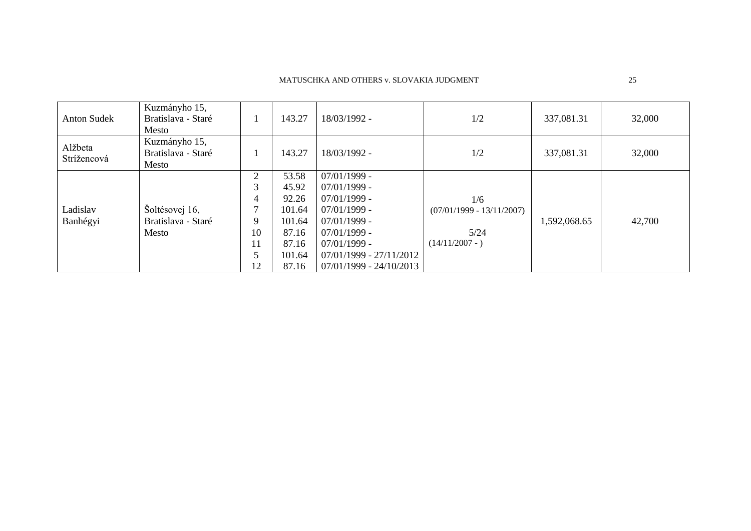| Anton Sudek | Kuzmányho 15, Bratislava - Staré Mesto | 1 | 143.27 | 18/03/1992 - | 1/2 | 337,081.31 | 32,000 |
|---|---|---|---|---|---|---|---|
| Alžbeta Strížencová | Kuzmányho 15, Bratislava - Staré Mesto | 1 | 143.27 | 18/03/1992 - | 1/2 | 337,081.31 | 32,000 |
| Ladislav Banhégyi | Šoltésovej 16, Bratislava - Staré Mesto | 2<br>3<br>4<br>7<br>9<br>10<br>11<br>5<br>12 | 53.58<br>45.92<br>92.26<br>101.64<br>101.64<br>87.16<br>87.16<br>101.64<br>87.16 | 07/01/1999 -<br>07/01/1999 -<br>07/01/1999 -<br>07/01/1999 -<br>07/01/1999 -<br>07/01/1999 -<br>07/01/1999 -<br>07/01/1999 - 27/11/2012<br>07/01/1999 - 24/10/2013 | 1/6<br>(07/01/1999 - 13/11/2007)<br><br>5/24<br>(14/11/2007 - ) | 1,592,068.65 | 42,700 |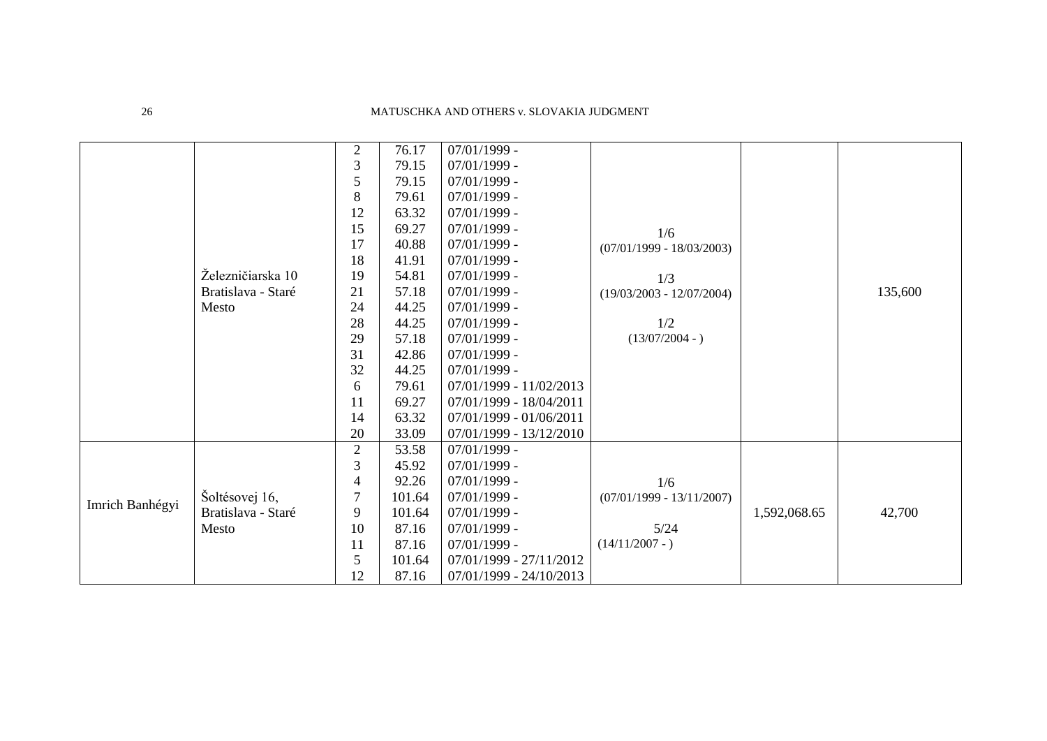| | | | | | | | |
|---|---|---|---|---|---|---|---|
| | Železničiarska 10 Bratislava - Staré Mesto | 2 | 76.17 | 07/01/1999 - | 1/6 (07/01/1999 - 18/03/2003) 1/3 (19/03/2003 - 12/07/2004) 1/2 (13/07/2004 - ) | | 135,600 |
| | | 3 | 79.15 | 07/01/1999 - | | | |
| | | 5 | 79.15 | 07/01/1999 - | | | |
| | | 8 | 79.61 | 07/01/1999 - | | | |
| | | 12 | 63.32 | 07/01/1999 - | | | |
| | | 15 | 69.27 | 07/01/1999 - | | | |
| | | 17 | 40.88 | 07/01/1999 - | | | |
| | | 18 | 41.91 | 07/01/1999 - | | | |
| | | 19 | 54.81 | 07/01/1999 - | | | |
| | | 21 | 57.18 | 07/01/1999 - | | | |
| | | 24 | 44.25 | 07/01/1999 - | | | |
| | | 28 | 44.25 | 07/01/1999 - | | | |
| | | 29 | 57.18 | 07/01/1999 - | | | |
| | | 31 | 42.86 | 07/01/1999 - | | | |
| | | 32 | 44.25 | 07/01/1999 - | | | |
| | | 6 | 79.61 | 07/01/1999 - 11/02/2013 | | | |
| | | 11 | 69.27 | 07/01/1999 - 18/04/2011 | | | |
| | | 14 | 63.32 | 07/01/1999 - 01/06/2011 | | | |
| | | 20 | 33.09 | 07/01/1999 - 13/12/2010 | | | |
| Imrich Banhégyi | Šoltésovej 16, Bratislava - Staré Mesto | 2 | 53.58 | 07/01/1999 - | 1/6 (07/01/1999 - 13/11/2007) 5/24 (14/11/2007 - ) | 1,592,068.65 | 42,700 |
| | | 3 | 45.92 | 07/01/1999 - | | | |
| | | 4 | 92.26 | 07/01/1999 - | | | |
| | | 7 | 101.64 | 07/01/1999 - | | | |
| | | 9 | 101.64 | 07/01/1999 - | | | |
| | | 10 | 87.16 | 07/01/1999 - | | | |
| | | 11 | 87.16 | 07/01/1999 - | | | |
| | | 5 | 101.64 | 07/01/1999 - 27/11/2012 | | | |
| | | 12 | 87.16 | 07/01/1999 - 24/10/2013 | | | |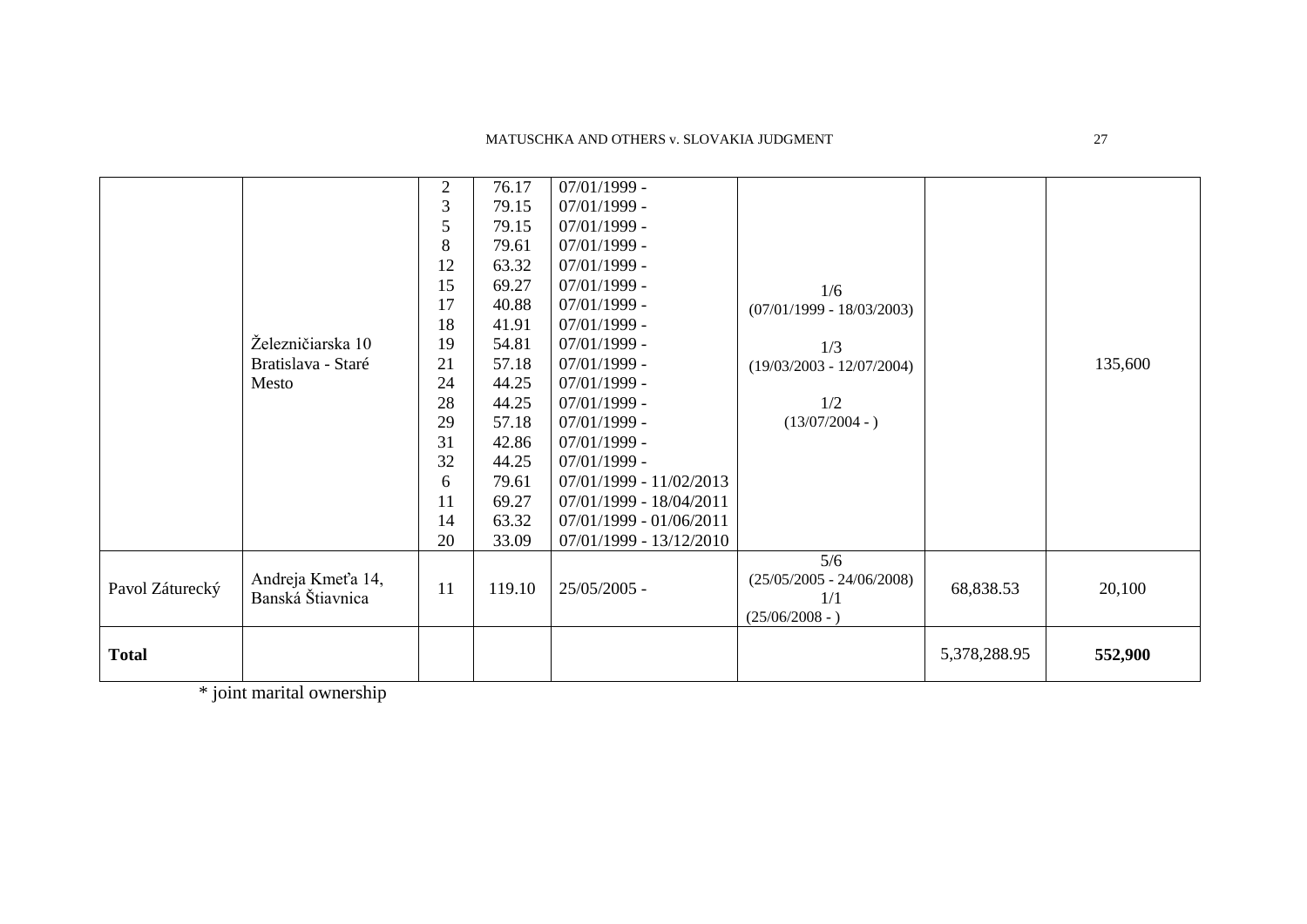| | | | | | | | |
|---|---|---|---|---|---|---|---|
| | Železničiarska 10 Bratislava - Staré Mesto | 2<br>3<br>5<br>8<br>12<br>15<br>17<br>18<br>19<br>21<br>24<br>28<br>29<br>31<br>32<br>6<br>11<br>14<br>20 | 76.17<br>79.15<br>79.15<br>79.61<br>63.32<br>69.27<br>40.88<br>41.91<br>54.81<br>57.18<br>44.25<br>44.25<br>57.18<br>42.86<br>44.25<br>79.61<br>69.27<br>63.32<br>33.09 | 07/01/1999 -<br>07/01/1999 -<br>07/01/1999 -<br>07/01/1999 -<br>07/01/1999 -<br>07/01/1999 -<br>07/01/1999 -<br>07/01/1999 -<br>07/01/1999 -<br>07/01/1999 -<br>07/01/1999 -<br>07/01/1999 -<br>07/01/1999 -<br>07/01/1999 -<br>07/01/1999 -<br>07/01/1999 - 11/02/2013<br>07/01/1999 - 18/04/2011<br>07/01/1999 - 01/06/2011<br>07/01/1999 - 13/12/2010 | 1/6<br>(07/01/1999 - 18/03/2003)<br><br>1/3<br>(19/03/2003 - 12/07/2004)<br><br>1/2<br>(13/07/2004 - ) | | 135,600 |
| Pavol Záturecký | Andreja Kmeťa 14, Banská Štiavnica | 11 | 119.10 | 25/05/2005 - | 5/6<br>(25/05/2005 - 24/06/2008)<br>1/1<br>(25/06/2008 - ) | 68,838.53 | 20,100 |
| **Total** | | | | | | 5,378,288.95 | **552,900** |

* joint marital ownership